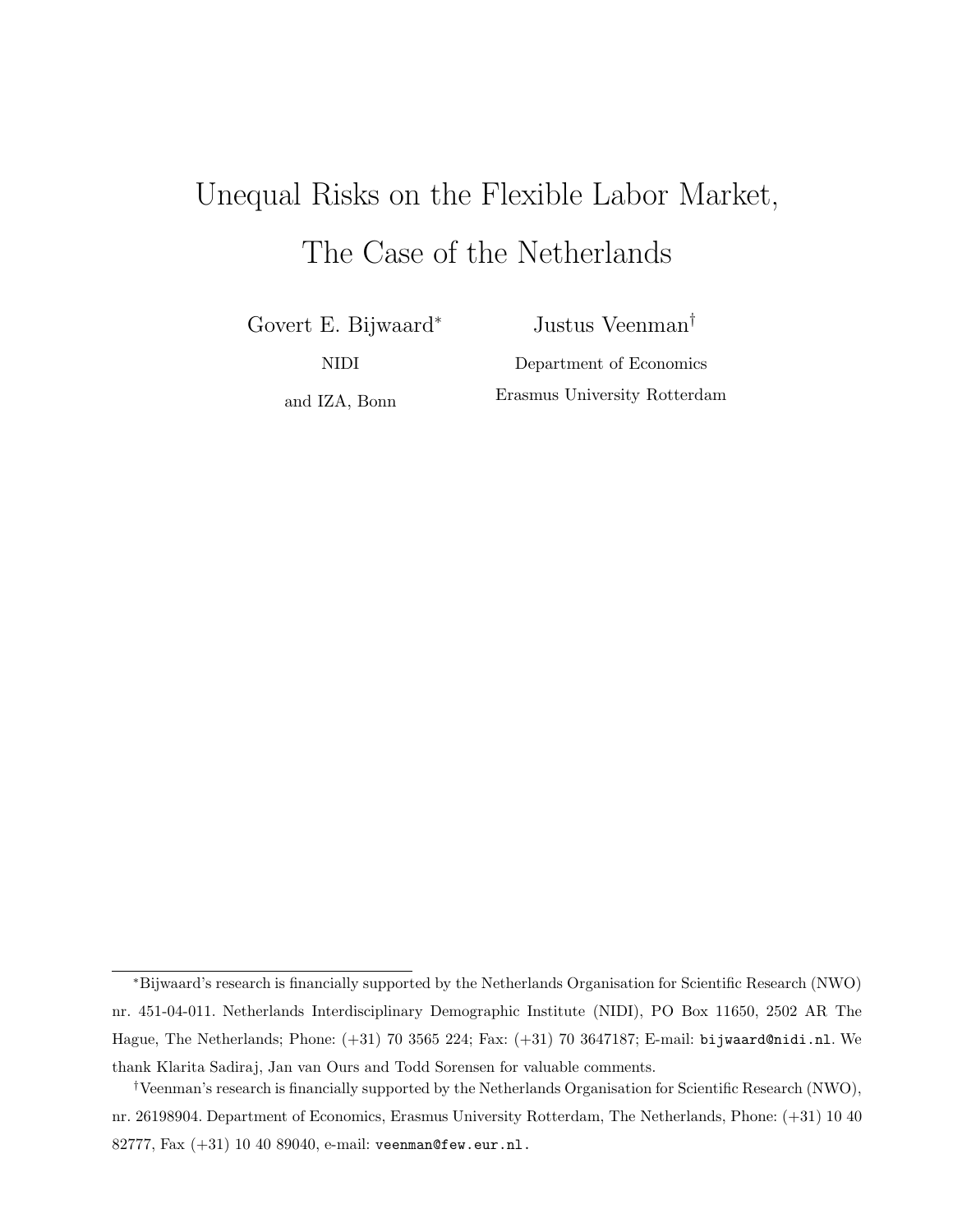# Unequal Risks on the Flexible Labor Market, The Case of the Netherlands

Govert E. Bijwaard*

NIDI

and IZA, Bonn

Justus Veenman†

Department of Economics

Erasmus University Rotterdam

---

*Bijwaard's research is financially supported by the Netherlands Organisation for Scientific Research (NWO) nr. 451-04-011. Netherlands Interdisciplinary Demographic Institute (NIDI), PO Box 11650, 2502 AR The Hague, The Netherlands; Phone: (+31) 70 3565 224; Fax: (+31) 70 3647187; E-mail: bijwaard@nidi.nl. We thank Klarita Sadiraj, Jan van Ours and Todd Sorensen for valuable comments.

†Veenman's research is financially supported by the Netherlands Organisation for Scientific Research (NWO), nr. 26198904. Department of Economics, Erasmus University Rotterdam, The Netherlands, Phone: (+31) 10 40 82777, Fax (+31) 10 40 89040, e-mail: veenman@few.eur.nl.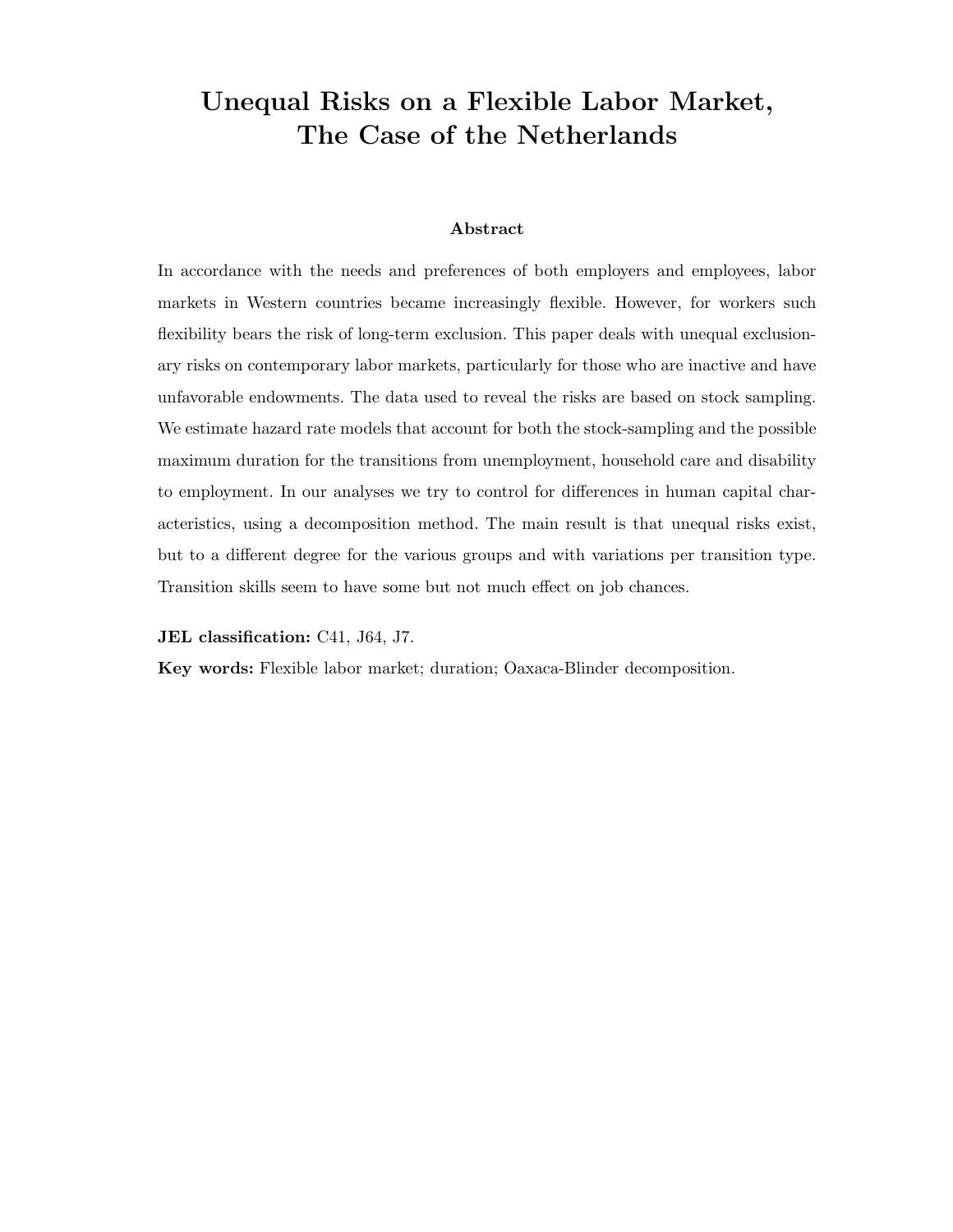# Unequal Risks on a Flexible Labor Market, The Case of the Netherlands

**Abstract**

In accordance with the needs and preferences of both employers and employees, labor markets in Western countries became increasingly flexible. However, for workers such flexibility bears the risk of long-term exclusion. This paper deals with unequal exclusionary risks on contemporary labor markets, particularly for those who are inactive and have unfavorable endowments. The data used to reveal the risks are based on stock sampling. We estimate hazard rate models that account for both the stock-sampling and the possible maximum duration for the transitions from unemployment, household care and disability to employment. In our analyses we try to control for differences in human capital characteristics, using a decomposition method. The main result is that unequal risks exist, but to a different degree for the various groups and with variations per transition type. Transition skills seem to have some but not much effect on job chances.

**JEL classification:** C41, J64, J7.

**Key words:** Flexible labor market; duration; Oaxaca-Blinder decomposition.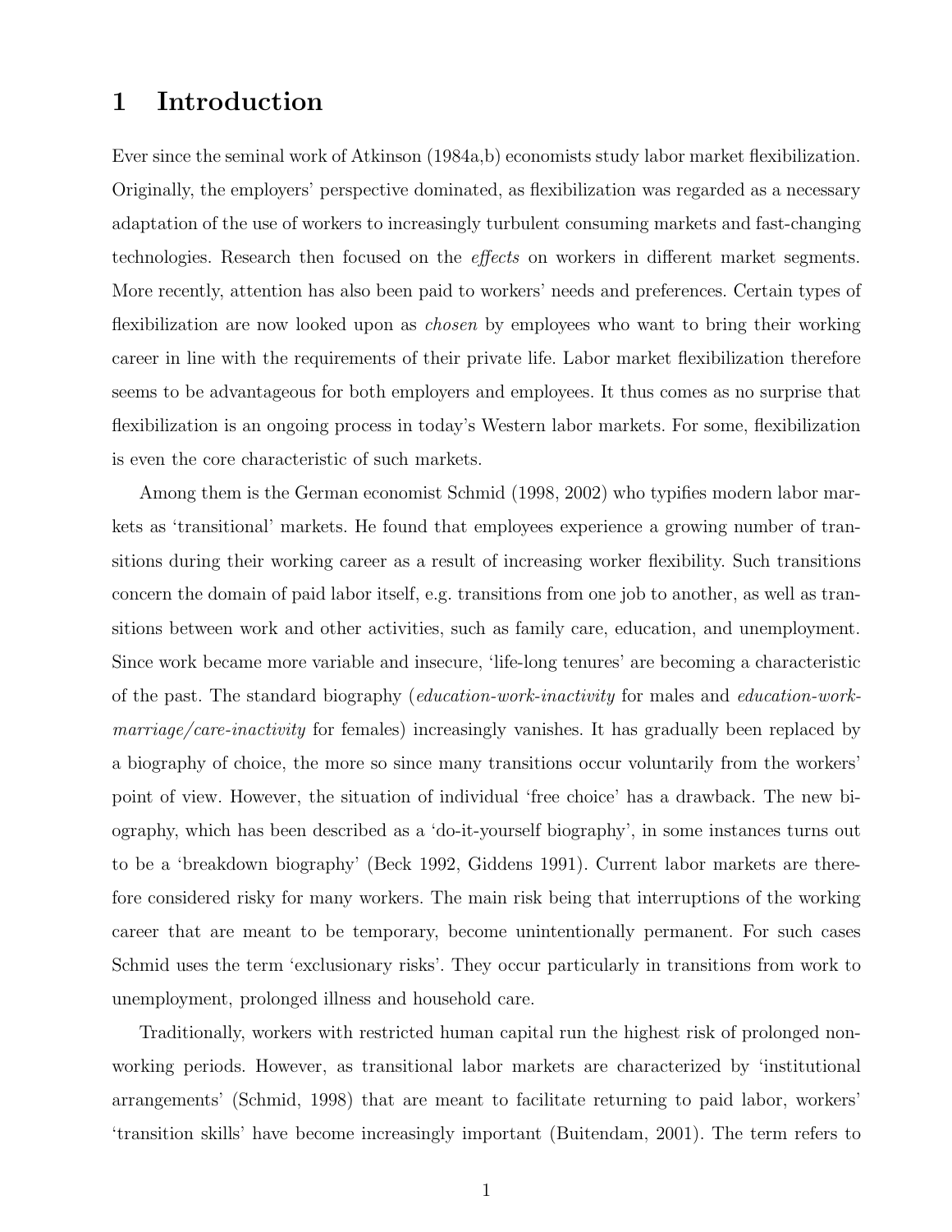# 1 Introduction

Ever since the seminal work of Atkinson (1984a,b) economists study labor market flexibilization. Originally, the employers' perspective dominated, as flexibilization was regarded as a necessary adaptation of the use of workers to increasingly turbulent consuming markets and fast-changing technologies. Research then focused on the *effects* on workers in different market segments. More recently, attention has also been paid to workers' needs and preferences. Certain types of flexibilization are now looked upon as *chosen* by employees who want to bring their working career in line with the requirements of their private life. Labor market flexibilization therefore seems to be advantageous for both employers and employees. It thus comes as no surprise that flexibilization is an ongoing process in today's Western labor markets. For some, flexibilization is even the core characteristic of such markets.

Among them is the German economist Schmid (1998, 2002) who typifies modern labor markets as 'transitional' markets. He found that employees experience a growing number of transitions during their working career as a result of increasing worker flexibility. Such transitions concern the domain of paid labor itself, e.g. transitions from one job to another, as well as transitions between work and other activities, such as family care, education, and unemployment. Since work became more variable and insecure, 'life-long tenures' are becoming a characteristic of the past. The standard biography (*education-work-inactivity* for males and *education-work-marriage/care-inactivity* for females) increasingly vanishes. It has gradually been replaced by a biography of choice, the more so since many transitions occur voluntarily from the workers' point of view. However, the situation of individual 'free choice' has a drawback. The new biography, which has been described as a 'do-it-yourself biography', in some instances turns out to be a 'breakdown biography' (Beck 1992, Giddens 1991). Current labor markets are therefore considered risky for many workers. The main risk being that interruptions of the working career that are meant to be temporary, become unintentionally permanent. For such cases Schmid uses the term 'exclusionary risks'. They occur particularly in transitions from work to unemployment, prolonged illness and household care.

Traditionally, workers with restricted human capital run the highest risk of prolonged non-working periods. However, as transitional labor markets are characterized by 'institutional arrangements' (Schmid, 1998) that are meant to facilitate returning to paid labor, workers' 'transition skills' have become increasingly important (Buitendam, 2001). The term refers to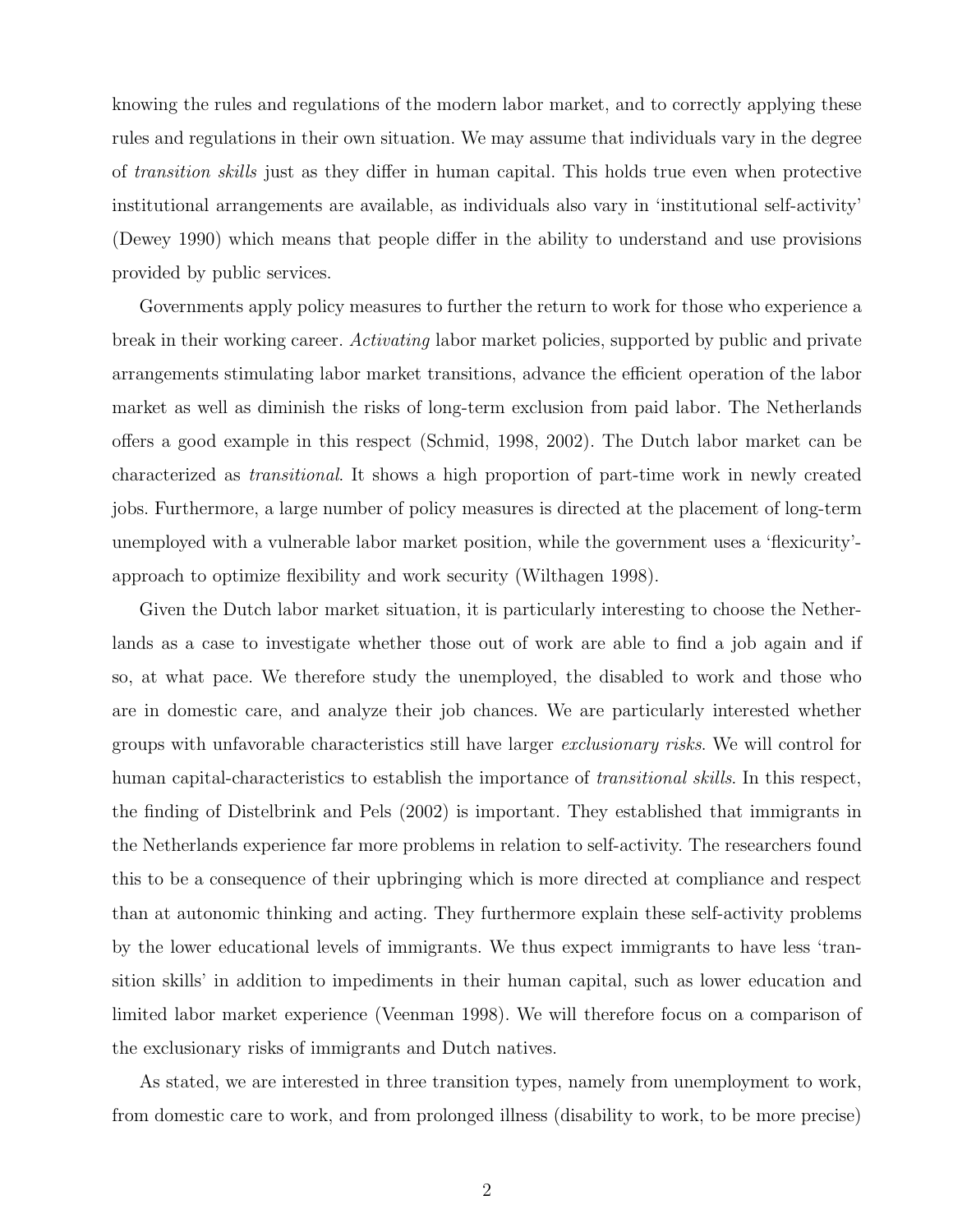knowing the rules and regulations of the modern labor market, and to correctly applying these rules and regulations in their own situation. We may assume that individuals vary in the degree of *transition skills* just as they differ in human capital. This holds true even when protective institutional arrangements are available, as individuals also vary in 'institutional self-activity' (Dewey 1990) which means that people differ in the ability to understand and use provisions provided by public services.

Governments apply policy measures to further the return to work for those who experience a break in their working career. *Activating* labor market policies, supported by public and private arrangements stimulating labor market transitions, advance the efficient operation of the labor market as well as diminish the risks of long-term exclusion from paid labor. The Netherlands offers a good example in this respect (Schmid, 1998, 2002). The Dutch labor market can be characterized as *transitional*. It shows a high proportion of part-time work in newly created jobs. Furthermore, a large number of policy measures is directed at the placement of long-term unemployed with a vulnerable labor market position, while the government uses a 'flexicurity'-approach to optimize flexibility and work security (Wilthagen 1998).

Given the Dutch labor market situation, it is particularly interesting to choose the Netherlands as a case to investigate whether those out of work are able to find a job again and if so, at what pace. We therefore study the unemployed, the disabled to work and those who are in domestic care, and analyze their job chances. We are particularly interested whether groups with unfavorable characteristics still have larger *exclusionary risks*. We will control for human capital-characteristics to establish the importance of *transitional skills*. In this respect, the finding of Distelbrink and Pels (2002) is important. They established that immigrants in the Netherlands experience far more problems in relation to self-activity. The researchers found this to be a consequence of their upbringing which is more directed at compliance and respect than at autonomic thinking and acting. They furthermore explain these self-activity problems by the lower educational levels of immigrants. We thus expect immigrants to have less 'transition skills' in addition to impediments in their human capital, such as lower education and limited labor market experience (Veenman 1998). We will therefore focus on a comparison of the exclusionary risks of immigrants and Dutch natives.

As stated, we are interested in three transition types, namely from unemployment to work, from domestic care to work, and from prolonged illness (disability to work, to be more precise)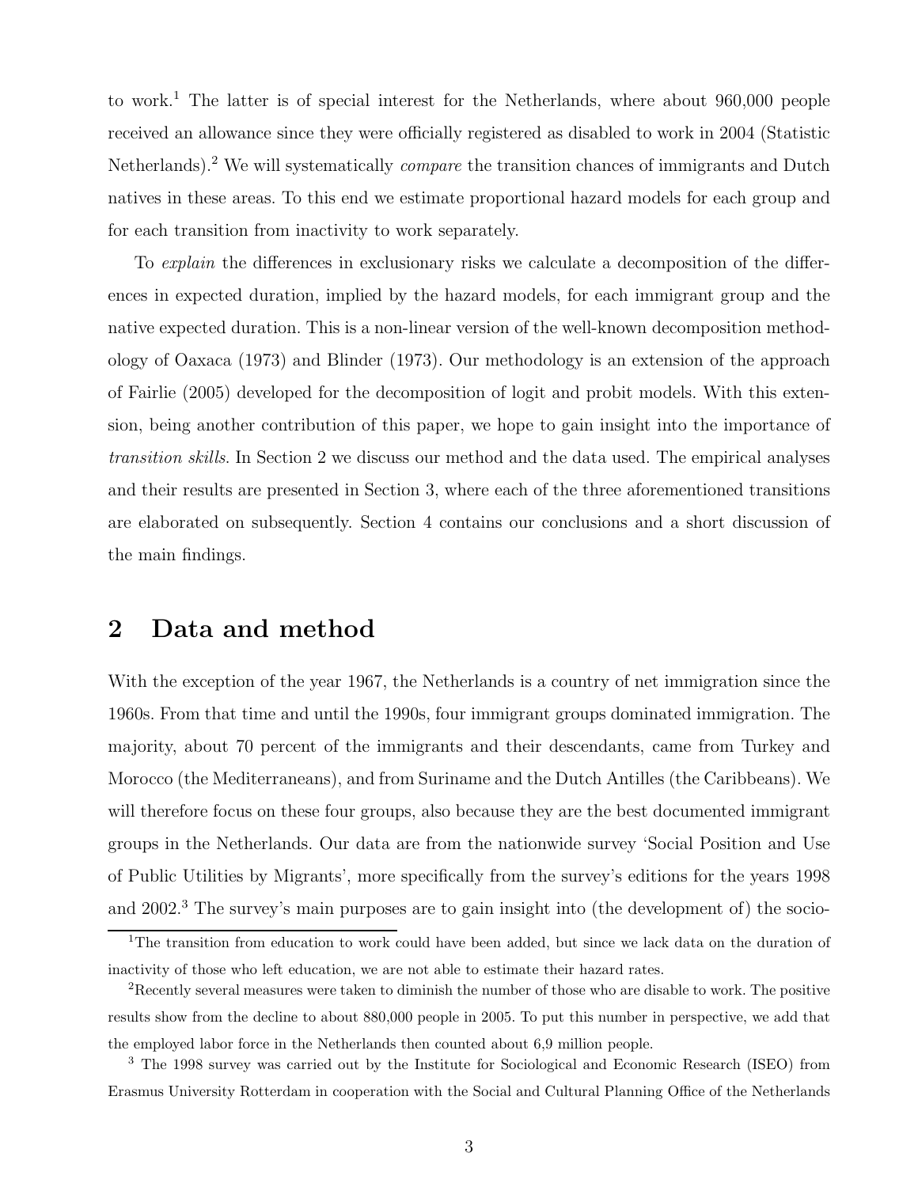to work.[1] The latter is of special interest for the Netherlands, where about 960,000 people received an allowance since they were officially registered as disabled to work in 2004 (Statistic Netherlands).[2] We will systematically *compare* the transition chances of immigrants and Dutch natives in these areas. To this end we estimate proportional hazard models for each group and for each transition from inactivity to work separately.

To *explain* the differences in exclusionary risks we calculate a decomposition of the differences in expected duration, implied by the hazard models, for each immigrant group and the native expected duration. This is a non-linear version of the well-known decomposition methodology of Oaxaca (1973) and Blinder (1973). Our methodology is an extension of the approach of Fairlie (2005) developed for the decomposition of logit and probit models. With this extension, being another contribution of this paper, we hope to gain insight into the importance of *transition skills*. In Section 2 we discuss our method and the data used. The empirical analyses and their results are presented in Section 3, where each of the three aforementioned transitions are elaborated on subsequently. Section 4 contains our conclusions and a short discussion of the main findings.

## 2 Data and method

With the exception of the year 1967, the Netherlands is a country of net immigration since the 1960s. From that time and until the 1990s, four immigrant groups dominated immigration. The majority, about 70 percent of the immigrants and their descendants, came from Turkey and Morocco (the Mediterraneans), and from Suriname and the Dutch Antilles (the Caribbeans). We will therefore focus on these four groups, also because they are the best documented immigrant groups in the Netherlands. Our data are from the nationwide survey 'Social Position and Use of Public Utilities by Migrants', more specifically from the survey's editions for the years 1998 and 2002.[3] The survey's main purposes are to gain insight into (the development of) the socio-

[1] The transition from education to work could have been added, but since we lack data on the duration of inactivity of those who left education, we are not able to estimate their hazard rates.

[2] Recently several measures were taken to diminish the number of those who are disable to work. The positive results show from the decline to about 880,000 people in 2005. To put this number in perspective, we add that the employed labor force in the Netherlands then counted about 6,9 million people.

[3] The 1998 survey was carried out by the Institute for Sociological and Economic Research (ISEO) from Erasmus University Rotterdam in cooperation with the Social and Cultural Planning Office of the Netherlands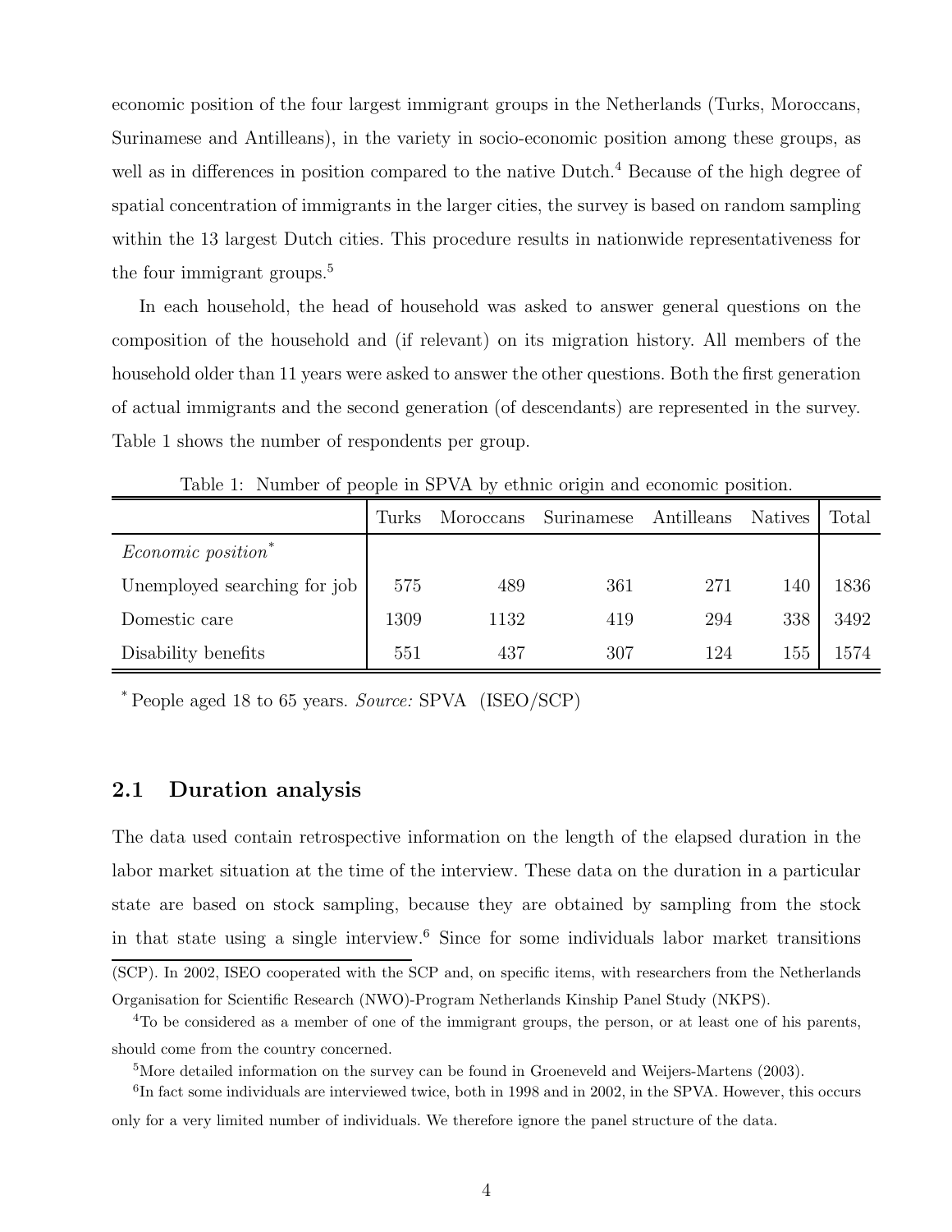economic position of the four largest immigrant groups in the Netherlands (Turks, Moroccans, Surinamese and Antilleans), in the variety in socio-economic position among these groups, as well as in differences in position compared to the native Dutch.[4] Because of the high degree of spatial concentration of immigrants in the larger cities, the survey is based on random sampling within the 13 largest Dutch cities. This procedure results in nationwide representativeness for the four immigrant groups.[5]

In each household, the head of household was asked to answer general questions on the composition of the household and (if relevant) on its migration history. All members of the household older than 11 years were asked to answer the other questions. Both the first generation of actual immigrants and the second generation (of descendants) are represented in the survey. Table 1 shows the number of respondents per group.

Table 1: Number of people in SPVA by ethnic origin and economic position.

| | Turks | Moroccans | Surinamese | Antilleans | Natives | Total |
|---|---|---|---|---|---|---|
| *Economic position** | | | | | | |
| Unemployed searching for job | 575 | 489 | 361 | 271 | 140 | 1836 |
| Domestic care | 1309 | 1132 | 419 | 294 | 338 | 3492 |
| Disability benefits | 551 | 437 | 307 | 124 | 155 | 1574 |

\* People aged 18 to 65 years. *Source:* SPVA (ISEO/SCP)

## 2.1 Duration analysis

The data used contain retrospective information on the length of the elapsed duration in the labor market situation at the time of the interview. These data on the duration in a particular state are based on stock sampling, because they are obtained by sampling from the stock in that state using a single interview.[6] Since for some individuals labor market transitions

(SCP). In 2002, ISEO cooperated with the SCP and, on specific items, with researchers from the Netherlands Organisation for Scientific Research (NWO)-Program Netherlands Kinship Panel Study (NKPS).

[4]To be considered as a member of one of the immigrant groups, the person, or at least one of his parents, should come from the country concerned.

[5]More detailed information on the survey can be found in Groeneveld and Weijers-Martens (2003).

[6]In fact some individuals are interviewed twice, both in 1998 and in 2002, in the SPVA. However, this occurs only for a very limited number of individuals. We therefore ignore the panel structure of the data.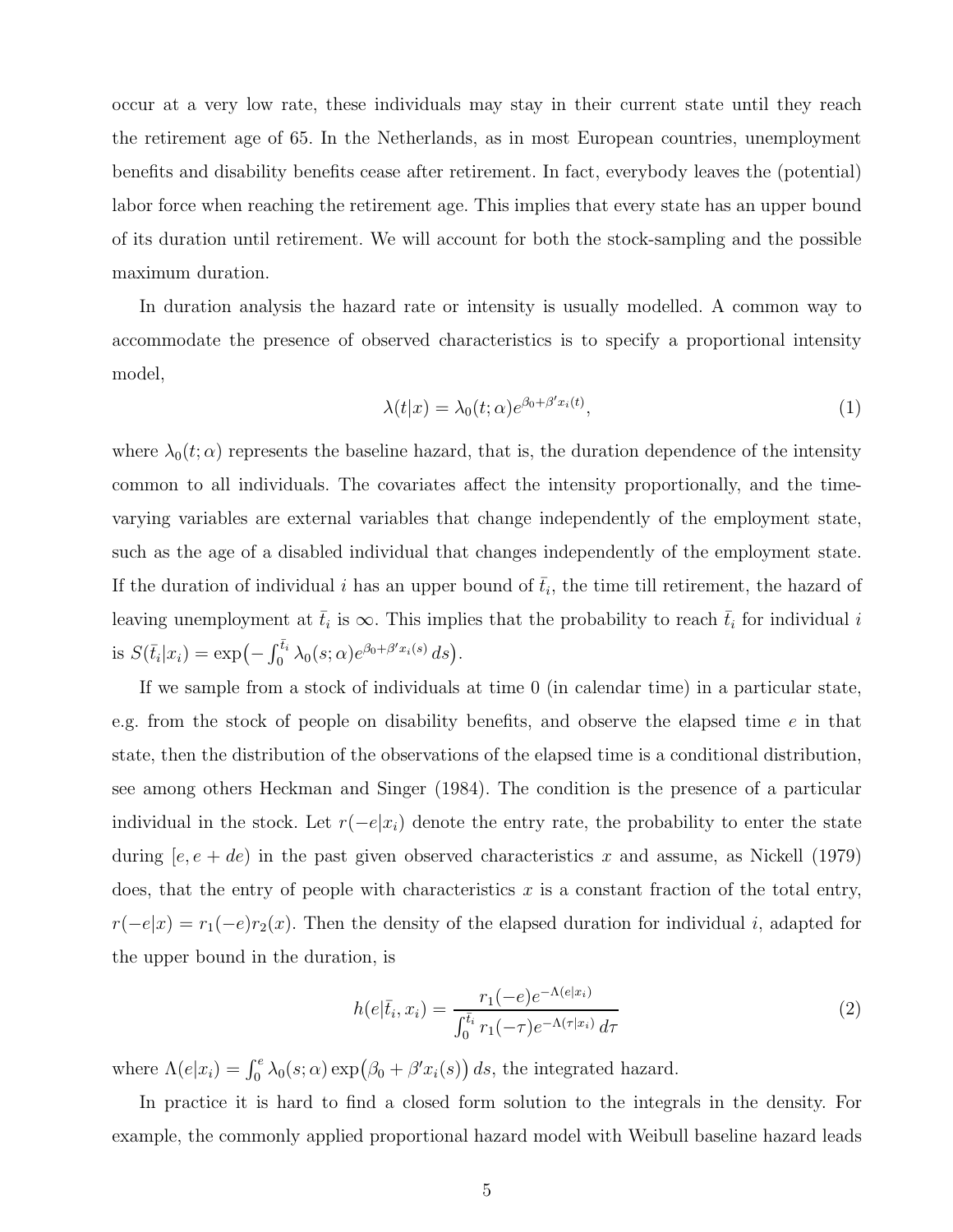occur at a very low rate, these individuals may stay in their current state until they reach the retirement age of 65. In the Netherlands, as in most European countries, unemployment benefits and disability benefits cease after retirement. In fact, everybody leaves the (potential) labor force when reaching the retirement age. This implies that every state has an upper bound of its duration until retirement. We will account for both the stock-sampling and the possible maximum duration.

In duration analysis the hazard rate or intensity is usually modelled. A common way to accommodate the presence of observed characteristics is to specify a proportional intensity model,

$$\lambda(t|x) = \lambda_0(t;\alpha)e^{\beta_0+\beta' x_i(t)}, \tag{1}$$

where $\lambda_0(t;\alpha)$ represents the baseline hazard, that is, the duration dependence of the intensity common to all individuals. The covariates affect the intensity proportionally, and the time-varying variables are external variables that change independently of the employment state, such as the age of a disabled individual that changes independently of the employment state. If the duration of individual $i$ has an upper bound of $\bar{t}_i$, the time till retirement, the hazard of leaving unemployment at $\bar{t}_i$ is $\infty$. This implies that the probability to reach $\bar{t}_i$ for individual $i$ is $S(\bar{t}_i|x_i) = \exp\big(-\int_0^{\bar{t}_i} \lambda_0(s;\alpha)e^{\beta_0+\beta' x_i(s)}\, ds\big)$.

If we sample from a stock of individuals at time 0 (in calendar time) in a particular state, e.g. from the stock of people on disability benefits, and observe the elapsed time $e$ in that state, then the distribution of the observations of the elapsed time is a conditional distribution, see among others Heckman and Singer (1984). The condition is the presence of a particular individual in the stock. Let $r(-e|x_i)$ denote the entry rate, the probability to enter the state during $[e, e+de)$ in the past given observed characteristics $x$ and assume, as Nickell (1979) does, that the entry of people with characteristics $x$ is a constant fraction of the total entry, $r(-e|x) = r_1(-e)r_2(x)$. Then the density of the elapsed duration for individual $i$, adapted for the upper bound in the duration, is

$$h(e|\bar{t}_i, x_i) = \frac{r_1(-e)e^{-\Lambda(e|x_i)}}{\int_0^{\bar{t}_i} r_1(-\tau)e^{-\Lambda(\tau|x_i)}\, d\tau} \tag{2}$$

where $\Lambda(e|x_i) = \int_0^e \lambda_0(s;\alpha)\exp\big(\beta_0 + \beta' x_i(s)\big)\, ds$, the integrated hazard.

In practice it is hard to find a closed form solution to the integrals in the density. For example, the commonly applied proportional hazard model with Weibull baseline hazard leads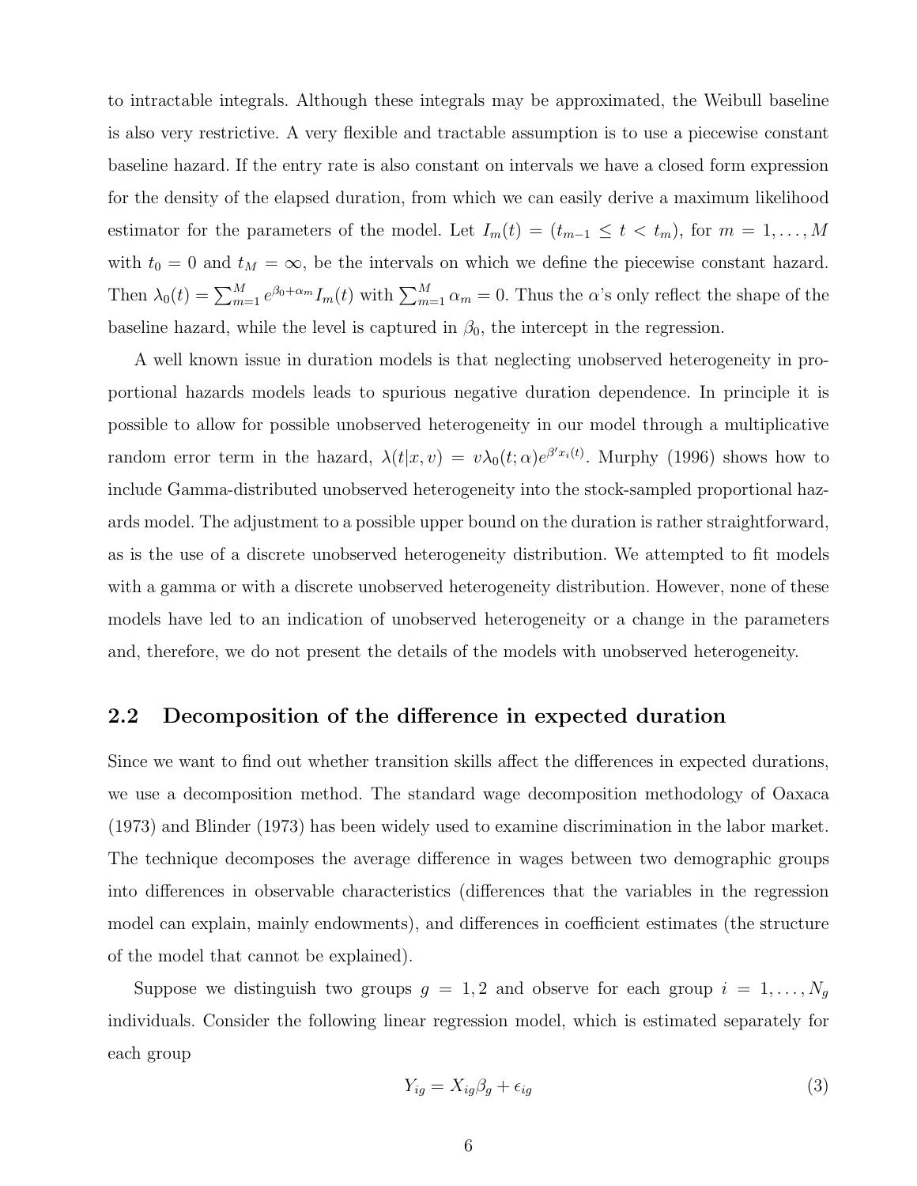to intractable integrals. Although these integrals may be approximated, the Weibull baseline is also very restrictive. A very flexible and tractable assumption is to use a piecewise constant baseline hazard. If the entry rate is also constant on intervals we have a closed form expression for the density of the elapsed duration, from which we can easily derive a maximum likelihood estimator for the parameters of the model. Let $I_m(t) = (t_{m-1} \leq t < t_m)$, for $m = 1, \ldots, M$ with $t_0 = 0$ and $t_M = \infty$, be the intervals on which we define the piecewise constant hazard. Then $\lambda_0(t) = \sum_{m=1}^{M} e^{\beta_0 + \alpha_m} I_m(t)$ with $\sum_{m=1}^{M} \alpha_m = 0$. Thus the $\alpha$'s only reflect the shape of the baseline hazard, while the level is captured in $\beta_0$, the intercept in the regression.

A well known issue in duration models is that neglecting unobserved heterogeneity in proportional hazards models leads to spurious negative duration dependence. In principle it is possible to allow for possible unobserved heterogeneity in our model through a multiplicative random error term in the hazard, $\lambda(t|x, v) = v\lambda_0(t; \alpha)e^{\beta' x_i(t)}$. Murphy (1996) shows how to include Gamma-distributed unobserved heterogeneity into the stock-sampled proportional hazards model. The adjustment to a possible upper bound on the duration is rather straightforward, as is the use of a discrete unobserved heterogeneity distribution. We attempted to fit models with a gamma or with a discrete unobserved heterogeneity distribution. However, none of these models have led to an indication of unobserved heterogeneity or a change in the parameters and, therefore, we do not present the details of the models with unobserved heterogeneity.

## 2.2 Decomposition of the difference in expected duration

Since we want to find out whether transition skills affect the differences in expected durations, we use a decomposition method. The standard wage decomposition methodology of Oaxaca (1973) and Blinder (1973) has been widely used to examine discrimination in the labor market. The technique decomposes the average difference in wages between two demographic groups into differences in observable characteristics (differences that the variables in the regression model can explain, mainly endowments), and differences in coefficient estimates (the structure of the model that cannot be explained).

Suppose we distinguish two groups $g = 1, 2$ and observe for each group $i = 1, \ldots, N_g$ individuals. Consider the following linear regression model, which is estimated separately for each group

$$Y_{ig} = X_{ig}\beta_g + \epsilon_{ig} \tag{3}$$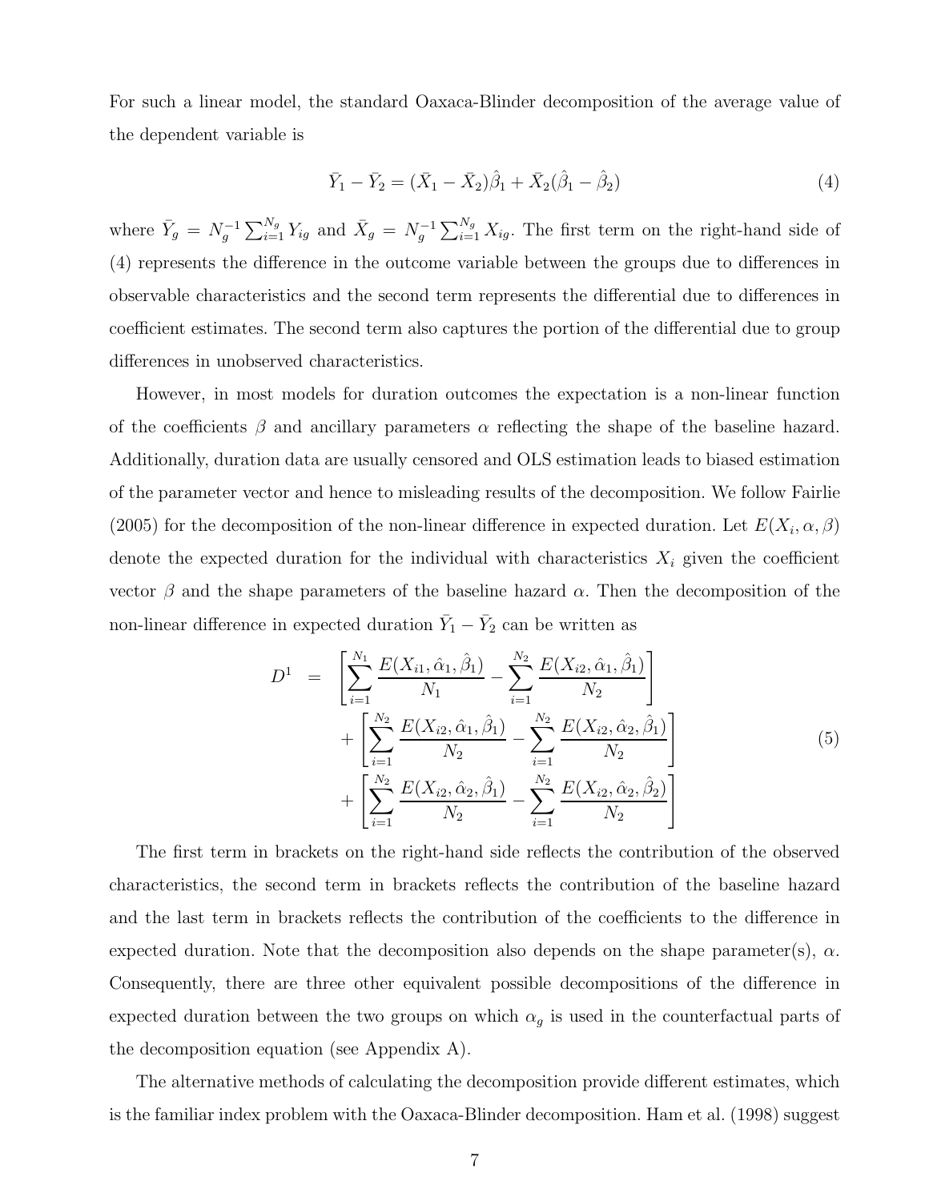For such a linear model, the standard Oaxaca-Blinder decomposition of the average value of the dependent variable is

$$\bar{Y}_1 - \bar{Y}_2 = (\bar{X}_1 - \bar{X}_2)\hat{\beta}_1 + \bar{X}_2(\hat{\beta}_1 - \hat{\beta}_2) \tag{4}$$

where $\bar{Y}_g = N_g^{-1}\sum_{i=1}^{N_g} Y_{ig}$ and $\bar{X}_g = N_g^{-1}\sum_{i=1}^{N_g} X_{ig}$. The first term on the right-hand side of (4) represents the difference in the outcome variable between the groups due to differences in observable characteristics and the second term represents the differential due to differences in coefficient estimates. The second term also captures the portion of the differential due to group differences in unobserved characteristics.

However, in most models for duration outcomes the expectation is a non-linear function of the coefficients $\beta$ and ancillary parameters $\alpha$ reflecting the shape of the baseline hazard. Additionally, duration data are usually censored and OLS estimation leads to biased estimation of the parameter vector and hence to misleading results of the decomposition. We follow Fairlie (2005) for the decomposition of the non-linear difference in expected duration. Let $E(X_i, \alpha, \beta)$ denote the expected duration for the individual with characteristics $X_i$ given the coefficient vector $\beta$ and the shape parameters of the baseline hazard $\alpha$. Then the decomposition of the non-linear difference in expected duration $\bar{Y}_1 - \bar{Y}_2$ can be written as

$$\begin{aligned}
D^1 \;=\; & \left[\sum_{i=1}^{N_1} \frac{E(X_{i1}, \hat{\alpha}_1, \hat{\beta}_1)}{N_1} - \sum_{i=1}^{N_2} \frac{E(X_{i2}, \hat{\alpha}_1, \hat{\beta}_1)}{N_2}\right] \\
& + \left[\sum_{i=1}^{N_2} \frac{E(X_{i2}, \hat{\alpha}_1, \hat{\beta}_1)}{N_2} - \sum_{i=1}^{N_2} \frac{E(X_{i2}, \hat{\alpha}_2, \hat{\beta}_1)}{N_2}\right] \\
& + \left[\sum_{i=1}^{N_2} \frac{E(X_{i2}, \hat{\alpha}_2, \hat{\beta}_1)}{N_2} - \sum_{i=1}^{N_2} \frac{E(X_{i2}, \hat{\alpha}_2, \hat{\beta}_2)}{N_2}\right]
\end{aligned} \tag{5}$$

The first term in brackets on the right-hand side reflects the contribution of the observed characteristics, the second term in brackets reflects the contribution of the baseline hazard and the last term in brackets reflects the contribution of the coefficients to the difference in expected duration. Note that the decomposition also depends on the shape parameter(s), $\alpha$. Consequently, there are three other equivalent possible decompositions of the difference in expected duration between the two groups on which $\alpha_g$ is used in the counterfactual parts of the decomposition equation (see Appendix A).

The alternative methods of calculating the decomposition provide different estimates, which is the familiar index problem with the Oaxaca-Blinder decomposition. Ham et al. (1998) suggest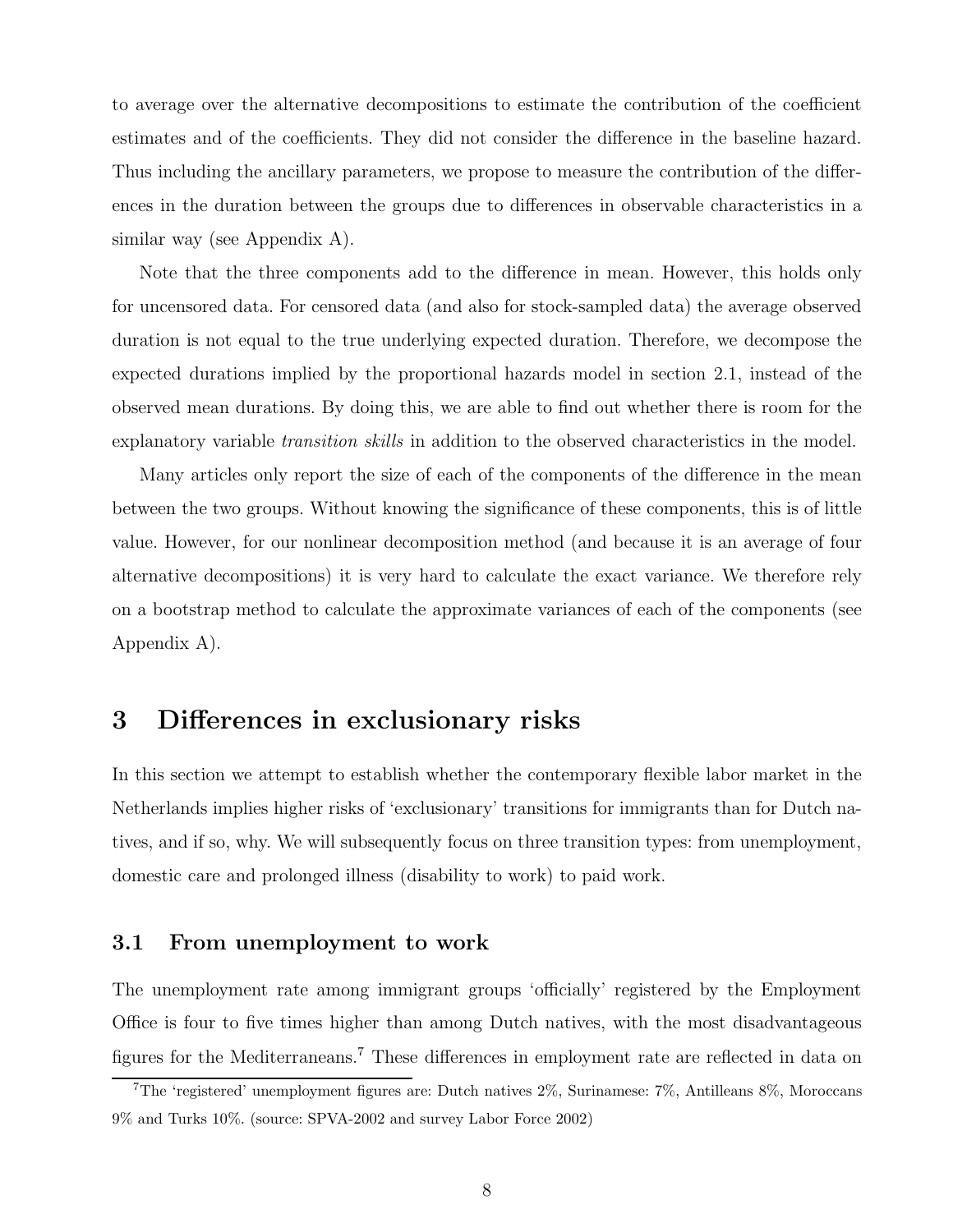to average over the alternative decompositions to estimate the contribution of the coefficient estimates and of the coefficients. They did not consider the difference in the baseline hazard. Thus including the ancillary parameters, we propose to measure the contribution of the differences in the duration between the groups due to differences in observable characteristics in a similar way (see Appendix A).

Note that the three components add to the difference in mean. However, this holds only for uncensored data. For censored data (and also for stock-sampled data) the average observed duration is not equal to the true underlying expected duration. Therefore, we decompose the expected durations implied by the proportional hazards model in section 2.1, instead of the observed mean durations. By doing this, we are able to find out whether there is room for the explanatory variable *transition skills* in addition to the observed characteristics in the model.

Many articles only report the size of each of the components of the difference in the mean between the two groups. Without knowing the significance of these components, this is of little value. However, for our nonlinear decomposition method (and because it is an average of four alternative decompositions) it is very hard to calculate the exact variance. We therefore rely on a bootstrap method to calculate the approximate variances of each of the components (see Appendix A).

# 3 Differences in exclusionary risks

In this section we attempt to establish whether the contemporary flexible labor market in the Netherlands implies higher risks of 'exclusionary' transitions for immigrants than for Dutch natives, and if so, why. We will subsequently focus on three transition types: from unemployment, domestic care and prolonged illness (disability to work) to paid work.

## 3.1 From unemployment to work

The unemployment rate among immigrant groups 'officially' registered by the Employment Office is four to five times higher than among Dutch natives, with the most disadvantageous figures for the Mediterraneans.[7] These differences in employment rate are reflected in data on

[7] The 'registered' unemployment figures are: Dutch natives 2%, Surinamese: 7%, Antilleans 8%, Moroccans 9% and Turks 10%. (source: SPVA-2002 and survey Labor Force 2002)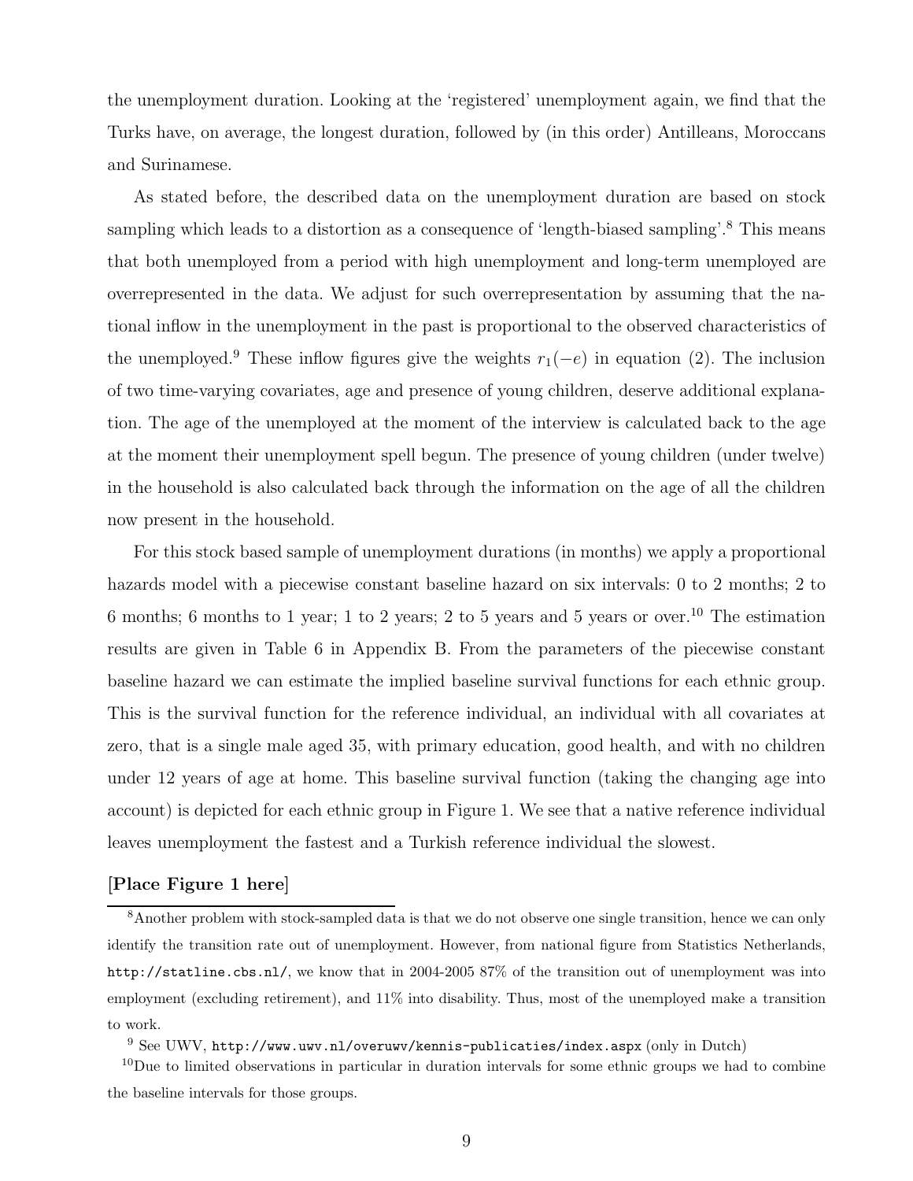the unemployment duration. Looking at the 'registered' unemployment again, we find that the Turks have, on average, the longest duration, followed by (in this order) Antilleans, Moroccans and Surinamese.

As stated before, the described data on the unemployment duration are based on stock sampling which leads to a distortion as a consequence of 'length-biased sampling'.[8] This means that both unemployed from a period with high unemployment and long-term unemployed are overrepresented in the data. We adjust for such overrepresentation by assuming that the national inflow in the unemployment in the past is proportional to the observed characteristics of the unemployed.[9] These inflow figures give the weights $r_1(-e)$ in equation (2). The inclusion of two time-varying covariates, age and presence of young children, deserve additional explanation. The age of the unemployed at the moment of the interview is calculated back to the age at the moment their unemployment spell begun. The presence of young children (under twelve) in the household is also calculated back through the information on the age of all the children now present in the household.

For this stock based sample of unemployment durations (in months) we apply a proportional hazards model with a piecewise constant baseline hazard on six intervals: 0 to 2 months; 2 to 6 months; 6 months to 1 year; 1 to 2 years; 2 to 5 years and 5 years or over.[10] The estimation results are given in Table 6 in Appendix B. From the parameters of the piecewise constant baseline hazard we can estimate the implied baseline survival functions for each ethnic group. This is the survival function for the reference individual, an individual with all covariates at zero, that is a single male aged 35, with primary education, good health, and with no children under 12 years of age at home. This baseline survival function (taking the changing age into account) is depicted for each ethnic group in Figure 1. We see that a native reference individual leaves unemployment the fastest and a Turkish reference individual the slowest.

**[Place Figure 1 here]**

[8] Another problem with stock-sampled data is that we do not observe one single transition, hence we can only identify the transition rate out of unemployment. However, from national figure from Statistics Netherlands, http://statline.cbs.nl/, we know that in 2004-2005 87% of the transition out of unemployment was into employment (excluding retirement), and 11% into disability. Thus, most of the unemployed make a transition to work.

[9] See UWV, http://www.uwv.nl/overuwv/kennis-publicaties/index.aspx (only in Dutch)

[10] Due to limited observations in particular in duration intervals for some ethnic groups we had to combine the baseline intervals for those groups.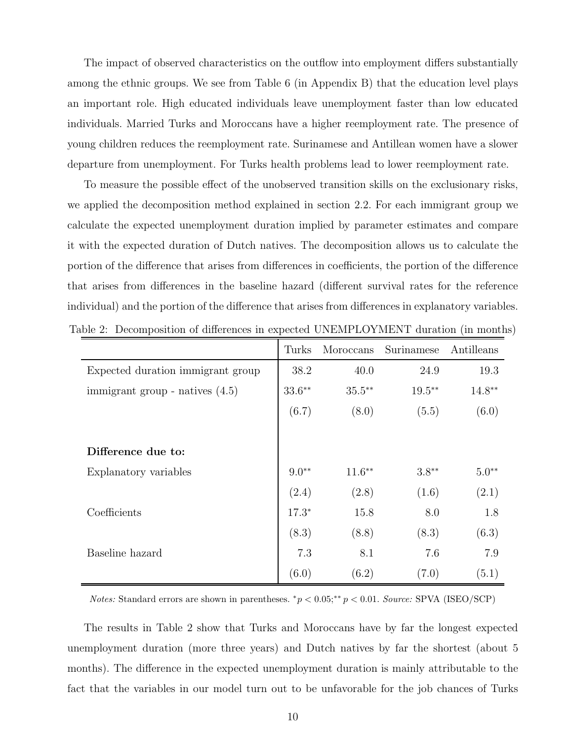The impact of observed characteristics on the outflow into employment differs substantially among the ethnic groups. We see from Table 6 (in Appendix B) that the education level plays an important role. High educated individuals leave unemployment faster than low educated individuals. Married Turks and Moroccans have a higher reemployment rate. The presence of young children reduces the reemployment rate. Surinamese and Antillean women have a slower departure from unemployment. For Turks health problems lead to lower reemployment rate.

To measure the possible effect of the unobserved transition skills on the exclusionary risks, we applied the decomposition method explained in section 2.2. For each immigrant group we calculate the expected unemployment duration implied by parameter estimates and compare it with the expected duration of Dutch natives. The decomposition allows us to calculate the portion of the difference that arises from differences in coefficients, the portion of the difference that arises from differences in the baseline hazard (different survival rates for the reference individual) and the portion of the difference that arises from differences in explanatory variables.

Table 2: Decomposition of differences in expected UNEMPLOYMENT duration (in months)

| | Turks | Moroccans | Surinamese | Antilleans |
|---|---|---|---|---|
| Expected duration immigrant group | 38.2 | 40.0 | 24.9 | 19.3 |
| immigrant group - natives (4.5) | $33.6^{**}$ | $35.5^{**}$ | $19.5^{**}$ | $14.8^{**}$ |
| | (6.7) | (8.0) | (5.5) | (6.0) |
| | | | | |
| **Difference due to:** | | | | |
| Explanatory variables | $9.0^{**}$ | $11.6^{**}$ | $3.8^{**}$ | $5.0^{**}$ |
| | (2.4) | (2.8) | (1.6) | (2.1) |
| Coefficients | $17.3^{*}$ | 15.8 | 8.0 | 1.8 |
| | (8.3) | (8.8) | (8.3) | (6.3) |
| Baseline hazard | 7.3 | 8.1 | 7.6 | 7.9 |
| | (6.0) | (6.2) | (7.0) | (5.1) |

*Notes:* Standard errors are shown in parentheses. $^{*}p < 0.05$; $^{**}p < 0.01$. *Source:* SPVA (ISEO/SCP)

The results in Table 2 show that Turks and Moroccans have by far the longest expected unemployment duration (more three years) and Dutch natives by far the shortest (about 5 months). The difference in the expected unemployment duration is mainly attributable to the fact that the variables in our model turn out to be unfavorable for the job chances of Turks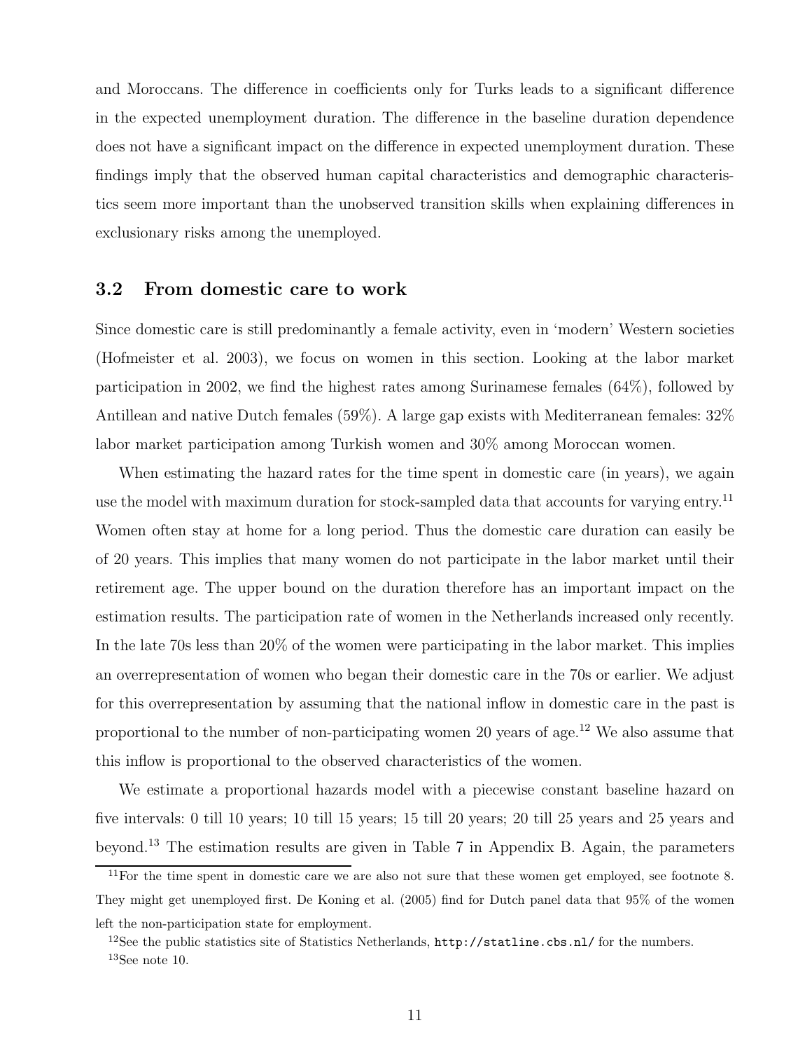and Moroccans. The difference in coefficients only for Turks leads to a significant difference in the expected unemployment duration. The difference in the baseline duration dependence does not have a significant impact on the difference in expected unemployment duration. These findings imply that the observed human capital characteristics and demographic characteristics seem more important than the unobserved transition skills when explaining differences in exclusionary risks among the unemployed.

### 3.2 From domestic care to work

Since domestic care is still predominantly a female activity, even in 'modern' Western societies (Hofmeister et al. 2003), we focus on women in this section. Looking at the labor market participation in 2002, we find the highest rates among Surinamese females (64%), followed by Antillean and native Dutch females (59%). A large gap exists with Mediterranean females: 32% labor market participation among Turkish women and 30% among Moroccan women.

When estimating the hazard rates for the time spent in domestic care (in years), we again use the model with maximum duration for stock-sampled data that accounts for varying entry.[11] Women often stay at home for a long period. Thus the domestic care duration can easily be of 20 years. This implies that many women do not participate in the labor market until their retirement age. The upper bound on the duration therefore has an important impact on the estimation results. The participation rate of women in the Netherlands increased only recently. In the late 70s less than 20% of the women were participating in the labor market. This implies an overrepresentation of women who began their domestic care in the 70s or earlier. We adjust for this overrepresentation by assuming that the national inflow in domestic care in the past is proportional to the number of non-participating women 20 years of age.[12] We also assume that this inflow is proportional to the observed characteristics of the women.

We estimate a proportional hazards model with a piecewise constant baseline hazard on five intervals: 0 till 10 years; 10 till 15 years; 15 till 20 years; 20 till 25 years and 25 years and beyond.[13] The estimation results are given in Table 7 in Appendix B. Again, the parameters

[11]For the time spent in domestic care we are also not sure that these women get employed, see footnote 8. They might get unemployed first. De Koning et al. (2005) find for Dutch panel data that 95% of the women left the non-participation state for employment.

[12]See the public statistics site of Statistics Netherlands, `http://statline.cbs.nl/` for the numbers.

[13]See note 10.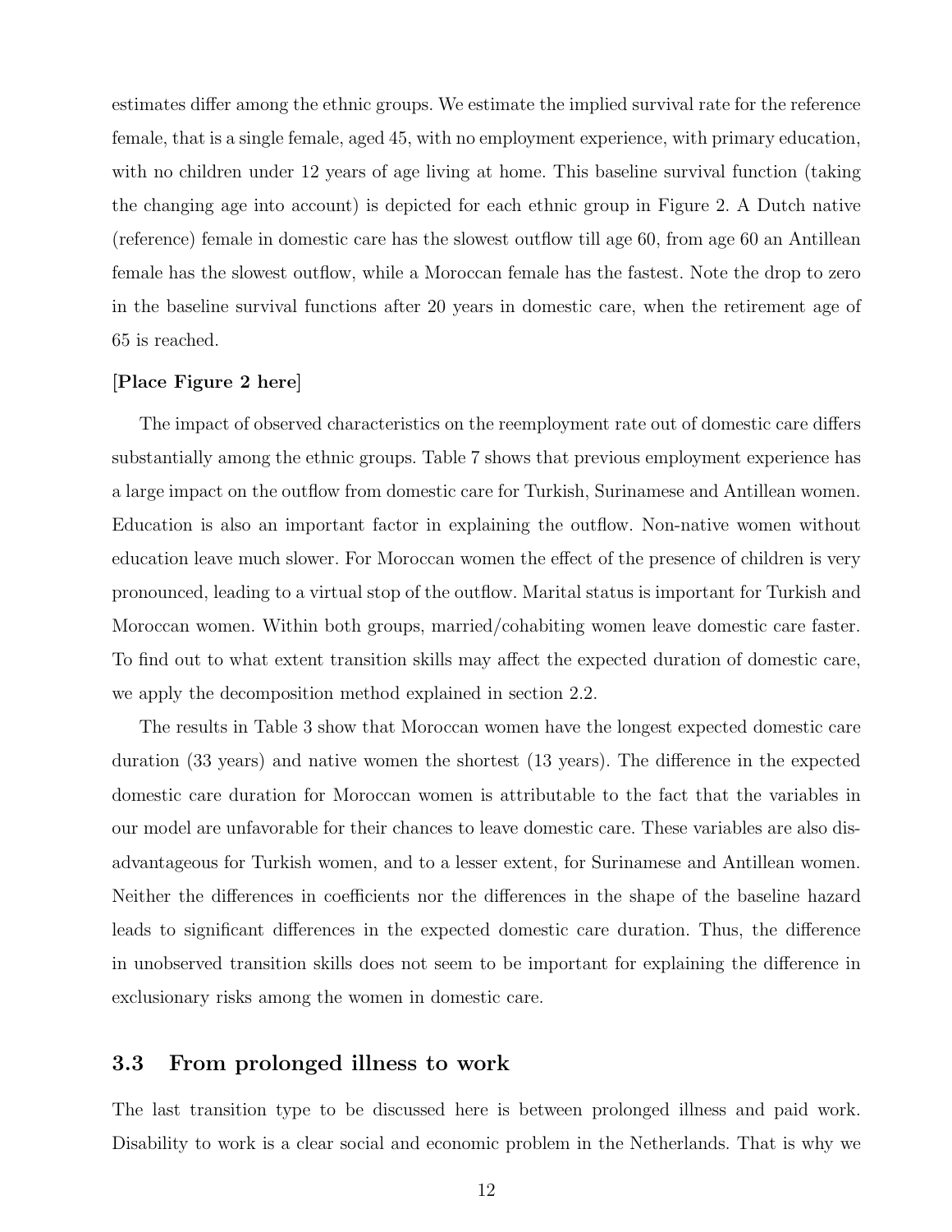estimates differ among the ethnic groups. We estimate the implied survival rate for the reference female, that is a single female, aged 45, with no employment experience, with primary education, with no children under 12 years of age living at home. This baseline survival function (taking the changing age into account) is depicted for each ethnic group in Figure 2. A Dutch native (reference) female in domestic care has the slowest outflow till age 60, from age 60 an Antillean female has the slowest outflow, while a Moroccan female has the fastest. Note the drop to zero in the baseline survival functions after 20 years in domestic care, when the retirement age of 65 is reached.

**[Place Figure 2 here]**

The impact of observed characteristics on the reemployment rate out of domestic care differs substantially among the ethnic groups. Table 7 shows that previous employment experience has a large impact on the outflow from domestic care for Turkish, Surinamese and Antillean women. Education is also an important factor in explaining the outflow. Non-native women without education leave much slower. For Moroccan women the effect of the presence of children is very pronounced, leading to a virtual stop of the outflow. Marital status is important for Turkish and Moroccan women. Within both groups, married/cohabiting women leave domestic care faster. To find out to what extent transition skills may affect the expected duration of domestic care, we apply the decomposition method explained in section 2.2.

The results in Table 3 show that Moroccan women have the longest expected domestic care duration (33 years) and native women the shortest (13 years). The difference in the expected domestic care duration for Moroccan women is attributable to the fact that the variables in our model are unfavorable for their chances to leave domestic care. These variables are also disadvantageous for Turkish women, and to a lesser extent, for Surinamese and Antillean women. Neither the differences in coefficients nor the differences in the shape of the baseline hazard leads to significant differences in the expected domestic care duration. Thus, the difference in unobserved transition skills does not seem to be important for explaining the difference in exclusionary risks among the women in domestic care.

## 3.3 From prolonged illness to work

The last transition type to be discussed here is between prolonged illness and paid work. Disability to work is a clear social and economic problem in the Netherlands. That is why we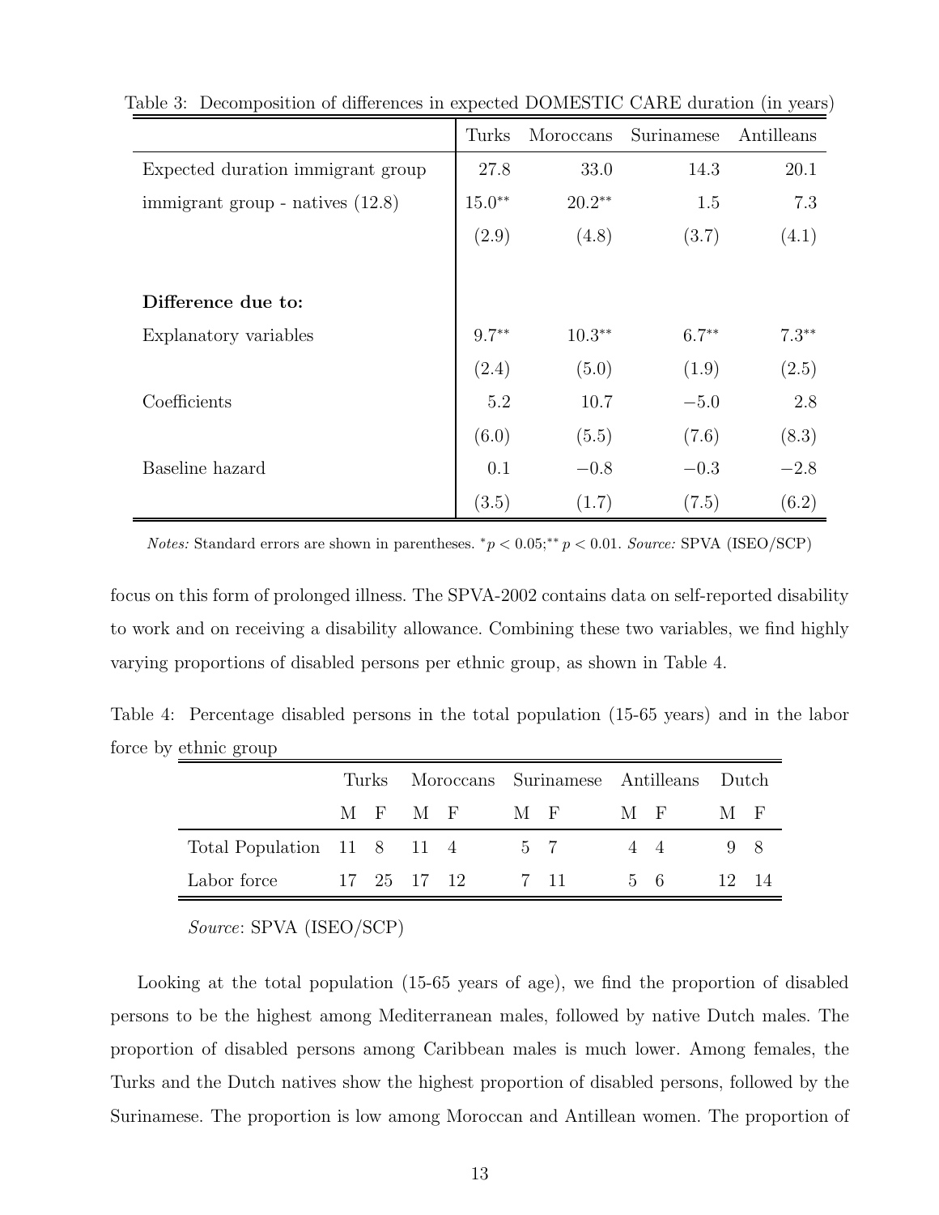Table 3: Decomposition of differences in expected DOMESTIC CARE duration (in years)

| | Turks | Moroccans | Surinamese | Antilleans |
|---|---|---|---|---|
| Expected duration immigrant group | 27.8 | 33.0 | 14.3 | 20.1 |
| immigrant group - natives (12.8) | $15.0^{**}$ | $20.2^{**}$ | 1.5 | 7.3 |
| | (2.9) | (4.8) | (3.7) | (4.1) |
| **Difference due to:** | | | | |
| Explanatory variables | $9.7^{**}$ | $10.3^{**}$ | $6.7^{**}$ | $7.3^{**}$ |
| | (2.4) | (5.0) | (1.9) | (2.5) |
| Coefficients | 5.2 | 10.7 | −5.0 | 2.8 |
| | (6.0) | (5.5) | (7.6) | (8.3) |
| Baseline hazard | 0.1 | −0.8 | −0.3 | −2.8 |
| | (3.5) | (1.7) | (7.5) | (6.2) |

*Notes:* Standard errors are shown in parentheses. $^{*}p < 0.05$;$^{**}$ $p < 0.01$. *Source:* SPVA (ISEO/SCP)

focus on this form of prolonged illness. The SPVA-2002 contains data on self-reported disability to work and on receiving a disability allowance. Combining these two variables, we find highly varying proportions of disabled persons per ethnic group, as shown in Table 4.

Table 4: Percentage disabled persons in the total population (15-65 years) and in the labor force by ethnic group

| | Turks | | Moroccans | | Surinamese | | Antilleans | | Dutch | |
|---|---|---|---|---|---|---|---|---|---|---|
| | M | F | M | F | M | F | M | F | M | F |
| Total Population | 11 | 8 | 11 | 4 | 5 | 7 | 4 | 4 | 9 | 8 |
| Labor force | 17 | 25 | 17 | 12 | 7 | 11 | 5 | 6 | 12 | 14 |

*Source*: SPVA (ISEO/SCP)

Looking at the total population (15-65 years of age), we find the proportion of disabled persons to be the highest among Mediterranean males, followed by native Dutch males. The proportion of disabled persons among Caribbean males is much lower. Among females, the Turks and the Dutch natives show the highest proportion of disabled persons, followed by the Surinamese. The proportion is low among Moroccan and Antillean women. The proportion of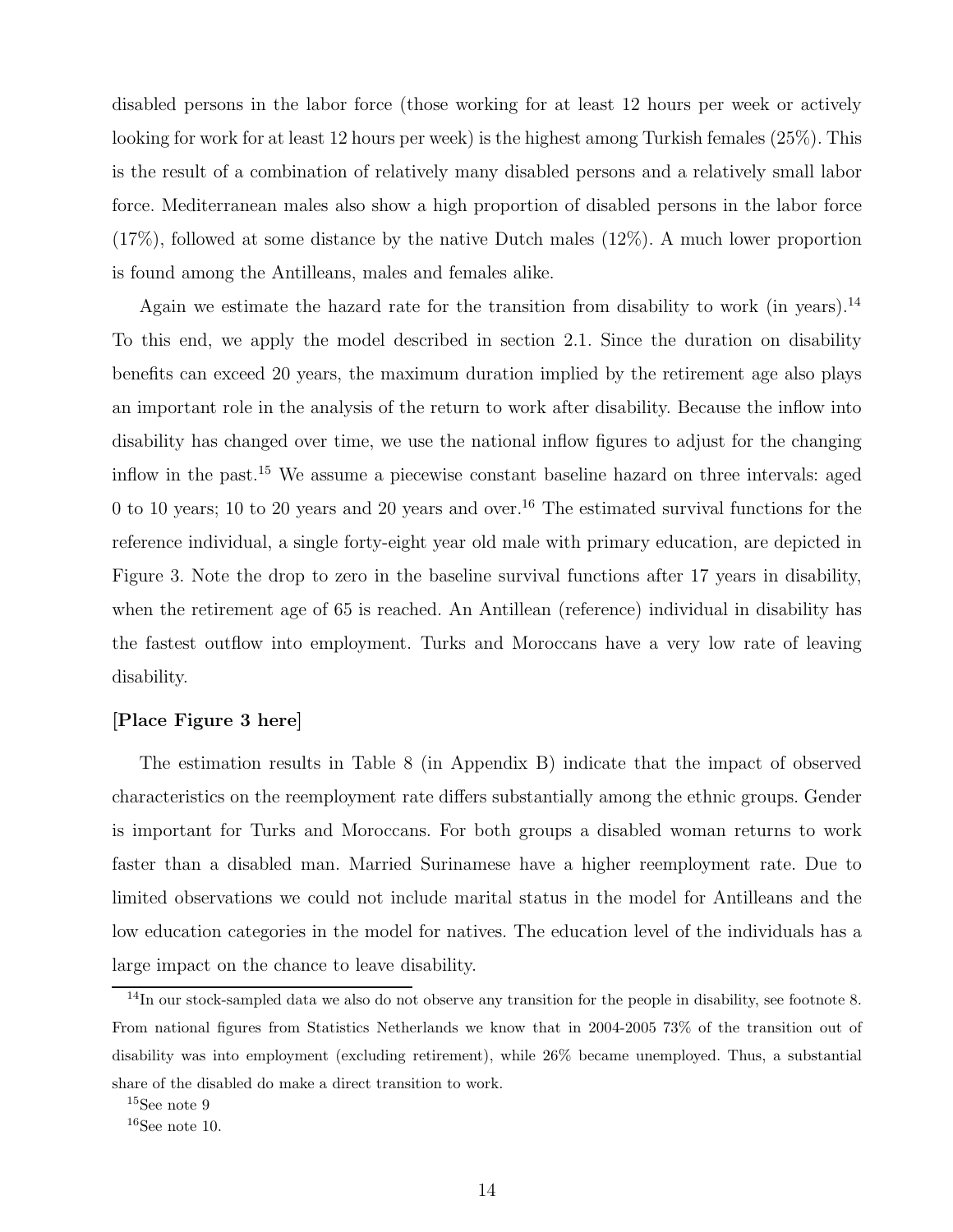disabled persons in the labor force (those working for at least 12 hours per week or actively looking for work for at least 12 hours per week) is the highest among Turkish females (25%). This is the result of a combination of relatively many disabled persons and a relatively small labor force. Mediterranean males also show a high proportion of disabled persons in the labor force (17%), followed at some distance by the native Dutch males (12%). A much lower proportion is found among the Antilleans, males and females alike.

Again we estimate the hazard rate for the transition from disability to work (in years).[14] To this end, we apply the model described in section 2.1. Since the duration on disability benefits can exceed 20 years, the maximum duration implied by the retirement age also plays an important role in the analysis of the return to work after disability. Because the inflow into disability has changed over time, we use the national inflow figures to adjust for the changing inflow in the past.[15] We assume a piecewise constant baseline hazard on three intervals: aged 0 to 10 years; 10 to 20 years and 20 years and over.[16] The estimated survival functions for the reference individual, a single forty-eight year old male with primary education, are depicted in Figure 3. Note the drop to zero in the baseline survival functions after 17 years in disability, when the retirement age of 65 is reached. An Antillean (reference) individual in disability has the fastest outflow into employment. Turks and Moroccans have a very low rate of leaving disability.

**[Place Figure 3 here]**

The estimation results in Table 8 (in Appendix B) indicate that the impact of observed characteristics on the reemployment rate differs substantially among the ethnic groups. Gender is important for Turks and Moroccans. For both groups a disabled woman returns to work faster than a disabled man. Married Surinamese have a higher reemployment rate. Due to limited observations we could not include marital status in the model for Antilleans and the low education categories in the model for natives. The education level of the individuals has a large impact on the chance to leave disability.

---

[14] In our stock-sampled data we also do not observe any transition for the people in disability, see footnote 8. From national figures from Statistics Netherlands we know that in 2004-2005 73% of the transition out of disability was into employment (excluding retirement), while 26% became unemployed. Thus, a substantial share of the disabled do make a direct transition to work.

[15] See note 9

[16] See note 10.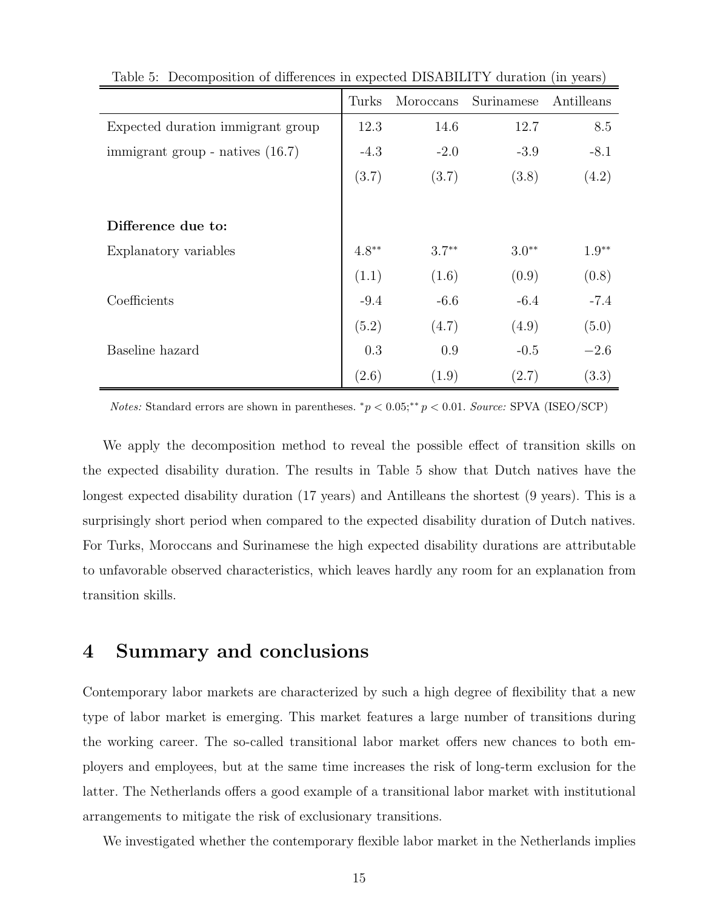Table 5: Decomposition of differences in expected DISABILITY duration (in years)

| | Turks | Moroccans | Surinamese | Antilleans |
|---|---|---|---|---|
| Expected duration immigrant group | 12.3 | 14.6 | 12.7 | 8.5 |
| immigrant group - natives (16.7) | -4.3 | -2.0 | -3.9 | -8.1 |
| | (3.7) | (3.7) | (3.8) | (4.2) |
| **Difference due to:** | | | | |
| Explanatory variables | $4.8^{**}$ | $3.7^{**}$ | $3.0^{**}$ | $1.9^{**}$ |
| | (1.1) | (1.6) | (0.9) | (0.8) |
| Coefficients | -9.4 | -6.6 | -6.4 | -7.4 |
| | (5.2) | (4.7) | (4.9) | (5.0) |
| Baseline hazard | 0.3 | 0.9 | -0.5 | $-2.6$ |
| | (2.6) | (1.9) | (2.7) | (3.3) |

*Notes:* Standard errors are shown in parentheses. $^{*}p < 0.05$;$^{**}p < 0.01$. *Source:* SPVA (ISEO/SCP)

We apply the decomposition method to reveal the possible effect of transition skills on the expected disability duration. The results in Table 5 show that Dutch natives have the longest expected disability duration (17 years) and Antilleans the shortest (9 years). This is a surprisingly short period when compared to the expected disability duration of Dutch natives. For Turks, Moroccans and Surinamese the high expected disability durations are attributable to unfavorable observed characteristics, which leaves hardly any room for an explanation from transition skills.

## 4 Summary and conclusions

Contemporary labor markets are characterized by such a high degree of flexibility that a new type of labor market is emerging. This market features a large number of transitions during the working career. The so-called transitional labor market offers new chances to both employers and employees, but at the same time increases the risk of long-term exclusion for the latter. The Netherlands offers a good example of a transitional labor market with institutional arrangements to mitigate the risk of exclusionary transitions.

We investigated whether the contemporary flexible labor market in the Netherlands implies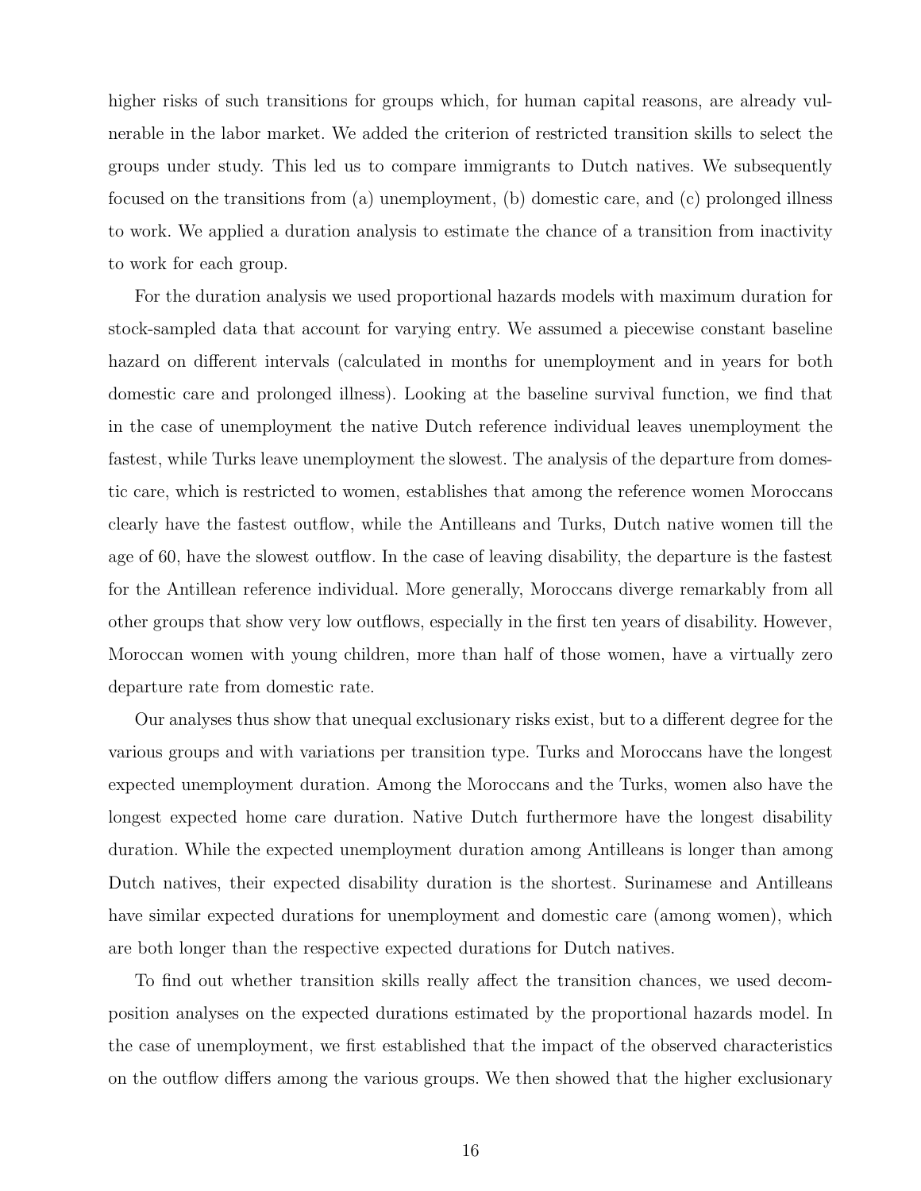higher risks of such transitions for groups which, for human capital reasons, are already vulnerable in the labor market. We added the criterion of restricted transition skills to select the groups under study. This led us to compare immigrants to Dutch natives. We subsequently focused on the transitions from (a) unemployment, (b) domestic care, and (c) prolonged illness to work. We applied a duration analysis to estimate the chance of a transition from inactivity to work for each group.

For the duration analysis we used proportional hazards models with maximum duration for stock-sampled data that account for varying entry. We assumed a piecewise constant baseline hazard on different intervals (calculated in months for unemployment and in years for both domestic care and prolonged illness). Looking at the baseline survival function, we find that in the case of unemployment the native Dutch reference individual leaves unemployment the fastest, while Turks leave unemployment the slowest. The analysis of the departure from domestic care, which is restricted to women, establishes that among the reference women Moroccans clearly have the fastest outflow, while the Antilleans and Turks, Dutch native women till the age of 60, have the slowest outflow. In the case of leaving disability, the departure is the fastest for the Antillean reference individual. More generally, Moroccans diverge remarkably from all other groups that show very low outflows, especially in the first ten years of disability. However, Moroccan women with young children, more than half of those women, have a virtually zero departure rate from domestic rate.

Our analyses thus show that unequal exclusionary risks exist, but to a different degree for the various groups and with variations per transition type. Turks and Moroccans have the longest expected unemployment duration. Among the Moroccans and the Turks, women also have the longest expected home care duration. Native Dutch furthermore have the longest disability duration. While the expected unemployment duration among Antilleans is longer than among Dutch natives, their expected disability duration is the shortest. Surinamese and Antilleans have similar expected durations for unemployment and domestic care (among women), which are both longer than the respective expected durations for Dutch natives.

To find out whether transition skills really affect the transition chances, we used decomposition analyses on the expected durations estimated by the proportional hazards model. In the case of unemployment, we first established that the impact of the observed characteristics on the outflow differs among the various groups. We then showed that the higher exclusionary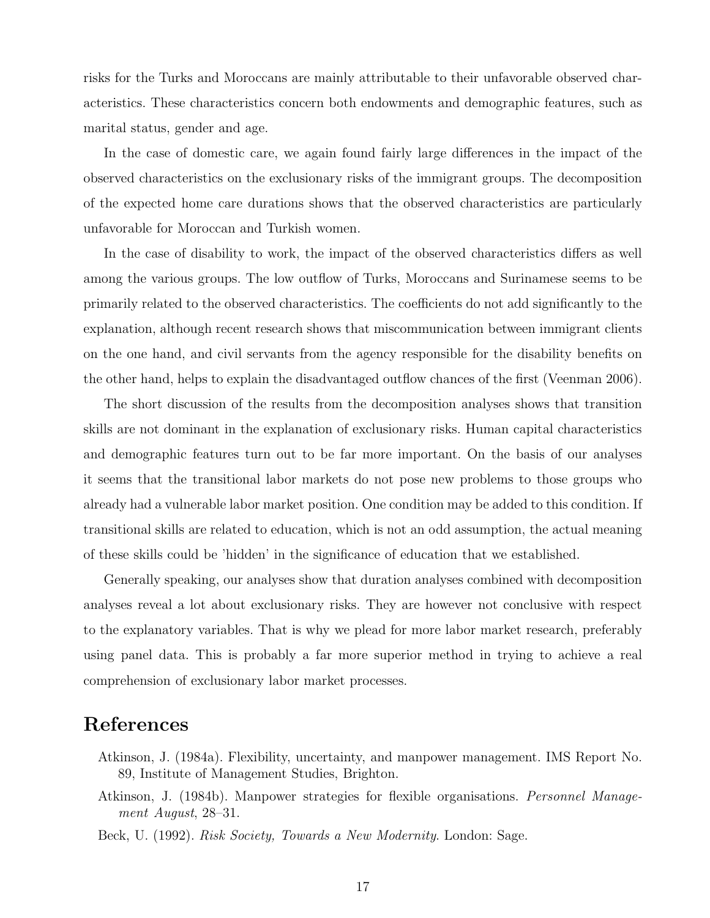risks for the Turks and Moroccans are mainly attributable to their unfavorable observed characteristics. These characteristics concern both endowments and demographic features, such as marital status, gender and age.

In the case of domestic care, we again found fairly large differences in the impact of the observed characteristics on the exclusionary risks of the immigrant groups. The decomposition of the expected home care durations shows that the observed characteristics are particularly unfavorable for Moroccan and Turkish women.

In the case of disability to work, the impact of the observed characteristics differs as well among the various groups. The low outflow of Turks, Moroccans and Surinamese seems to be primarily related to the observed characteristics. The coefficients do not add significantly to the explanation, although recent research shows that miscommunication between immigrant clients on the one hand, and civil servants from the agency responsible for the disability benefits on the other hand, helps to explain the disadvantaged outflow chances of the first (Veenman 2006).

The short discussion of the results from the decomposition analyses shows that transition skills are not dominant in the explanation of exclusionary risks. Human capital characteristics and demographic features turn out to be far more important. On the basis of our analyses it seems that the transitional labor markets do not pose new problems to those groups who already had a vulnerable labor market position. One condition may be added to this condition. If transitional skills are related to education, which is not an odd assumption, the actual meaning of these skills could be 'hidden' in the significance of education that we established.

Generally speaking, our analyses show that duration analyses combined with decomposition analyses reveal a lot about exclusionary risks. They are however not conclusive with respect to the explanatory variables. That is why we plead for more labor market research, preferably using panel data. This is probably a far more superior method in trying to achieve a real comprehension of exclusionary labor market processes.

# References

Atkinson, J. (1984a). Flexibility, uncertainty, and manpower management. IMS Report No. 89, Institute of Management Studies, Brighton.

Atkinson, J. (1984b). Manpower strategies for flexible organisations. *Personnel Management August*, 28–31.

Beck, U. (1992). *Risk Society, Towards a New Modernity*. London: Sage.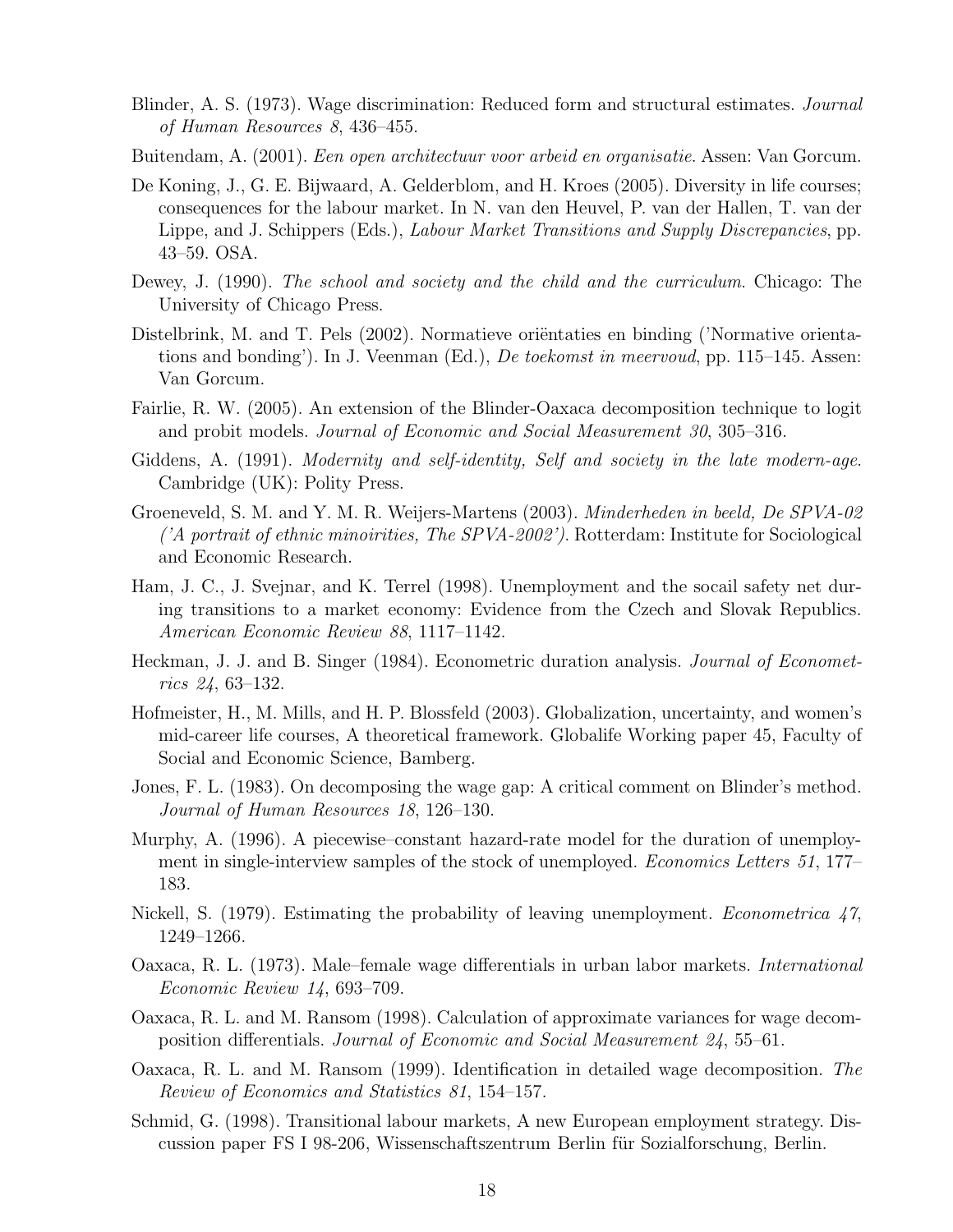Blinder, A. S. (1973). Wage discrimination: Reduced form and structural estimates. *Journal of Human Resources 8*, 436–455.

Buitendam, A. (2001). *Een open architectuur voor arbeid en organisatie*. Assen: Van Gorcum.

De Koning, J., G. E. Bijwaard, A. Gelderblom, and H. Kroes (2005). Diversity in life courses; consequences for the labour market. In N. van den Heuvel, P. van der Hallen, T. van der Lippe, and J. Schippers (Eds.), *Labour Market Transitions and Supply Discrepancies*, pp. 43–59. OSA.

Dewey, J. (1990). *The school and society and the child and the curriculum*. Chicago: The University of Chicago Press.

Distelbrink, M. and T. Pels (2002). Normatieve oriëntaties en binding ('Normative orientations and bonding'). In J. Veenman (Ed.), *De toekomst in meervoud*, pp. 115–145. Assen: Van Gorcum.

Fairlie, R. W. (2005). An extension of the Blinder-Oaxaca decomposition technique to logit and probit models. *Journal of Economic and Social Measurement 30*, 305–316.

Giddens, A. (1991). *Modernity and self-identity, Self and society in the late modern-age*. Cambridge (UK): Polity Press.

Groeneveld, S. M. and Y. M. R. Weijers-Martens (2003). *Minderheden in beeld, De SPVA-02 ('A portrait of ethnic minoirities, The SPVA-2002')*. Rotterdam: Institute for Sociological and Economic Research.

Ham, J. C., J. Svejnar, and K. Terrel (1998). Unemployment and the socail safety net during transitions to a market economy: Evidence from the Czech and Slovak Republics. *American Economic Review 88*, 1117–1142.

Heckman, J. J. and B. Singer (1984). Econometric duration analysis. *Journal of Econometrics 24*, 63–132.

Hofmeister, H., M. Mills, and H. P. Blossfeld (2003). Globalization, uncertainty, and women's mid-career life courses, A theoretical framework. Globalife Working paper 45, Faculty of Social and Economic Science, Bamberg.

Jones, F. L. (1983). On decomposing the wage gap: A critical comment on Blinder's method. *Journal of Human Resources 18*, 126–130.

Murphy, A. (1996). A piecewise–constant hazard-rate model for the duration of unemployment in single-interview samples of the stock of unemployed. *Economics Letters 51*, 177–183.

Nickell, S. (1979). Estimating the probability of leaving unemployment. *Econometrica 47*, 1249–1266.

Oaxaca, R. L. (1973). Male–female wage differentials in urban labor markets. *International Economic Review 14*, 693–709.

Oaxaca, R. L. and M. Ransom (1998). Calculation of approximate variances for wage decomposition differentials. *Journal of Economic and Social Measurement 24*, 55–61.

Oaxaca, R. L. and M. Ransom (1999). Identification in detailed wage decomposition. *The Review of Economics and Statistics 81*, 154–157.

Schmid, G. (1998). Transitional labour markets, A new European employment strategy. Discussion paper FS I 98-206, Wissenschaftszentrum Berlin für Sozialforschung, Berlin.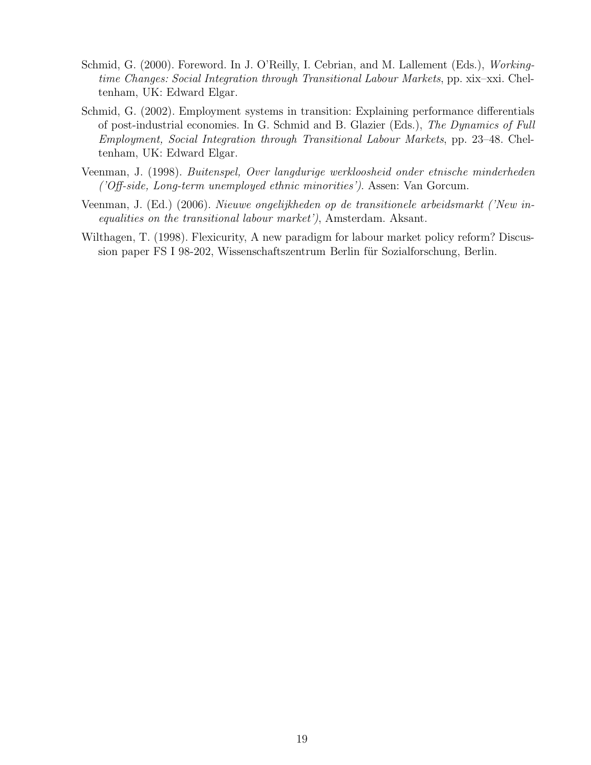Schmid, G. (2000). Foreword. In J. O'Reilly, I. Cebrian, and M. Lallement (Eds.), *Working-time Changes: Social Integration through Transitional Labour Markets*, pp. xix–xxi. Cheltenham, UK: Edward Elgar.

Schmid, G. (2002). Employment systems in transition: Explaining performance differentials of post-industrial economies. In G. Schmid and B. Glazier (Eds.), *The Dynamics of Full Employment, Social Integration through Transitional Labour Markets*, pp. 23–48. Cheltenham, UK: Edward Elgar.

Veenman, J. (1998). *Buitenspel, Over langdurige werkloosheid onder etnische minderheden ('Off-side, Long-term unemployed ethnic minorities').* Assen: Van Gorcum.

Veenman, J. (Ed.) (2006). *Nieuwe ongelijkheden op de transitionele arbeidsmarkt ('New inequalities on the transitional labour market')*, Amsterdam. Aksant.

Wilthagen, T. (1998). Flexicurity, A new paradigm for labour market policy reform? Discussion paper FS I 98-202, Wissenschaftszentrum Berlin für Sozialforschung, Berlin.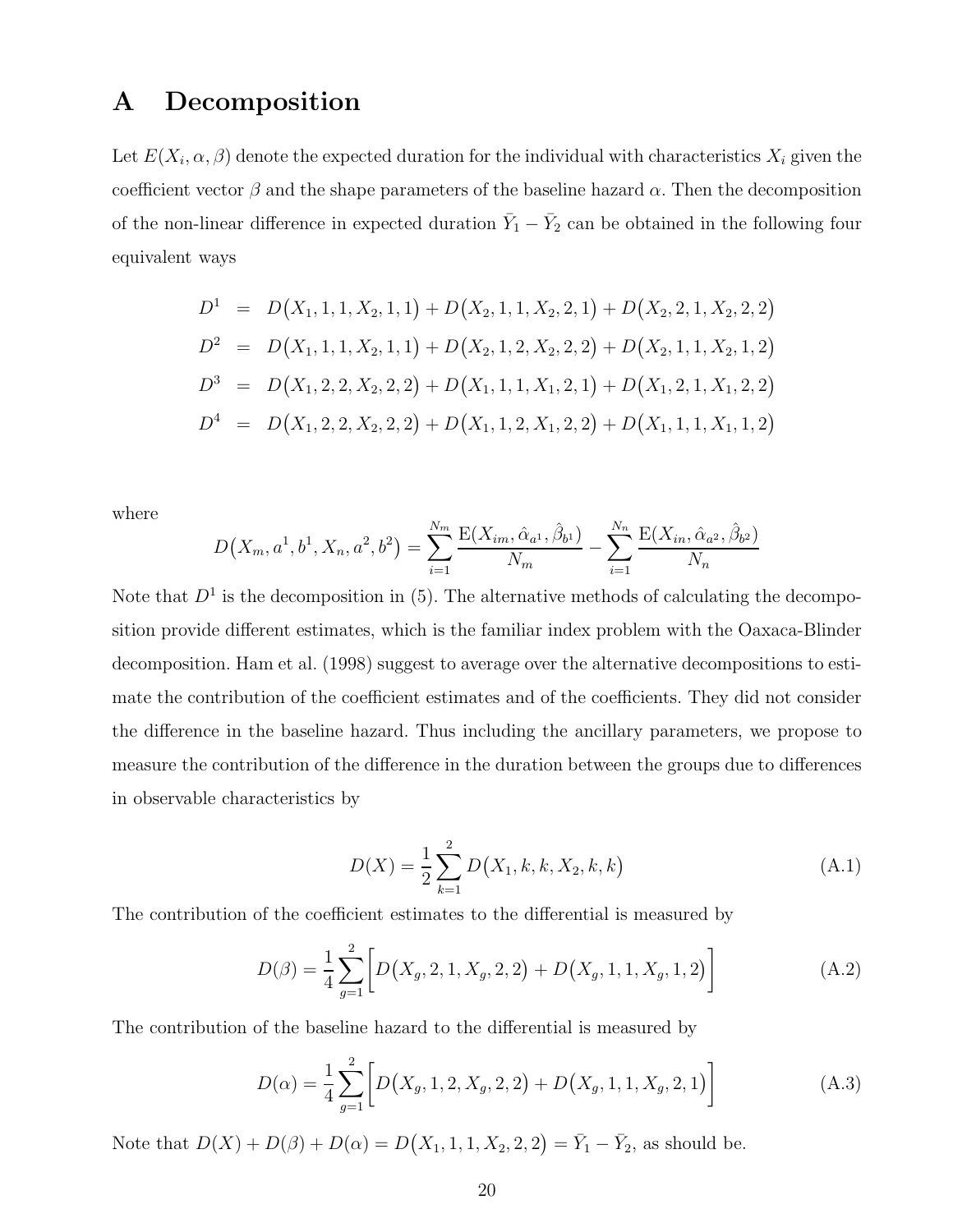# A Decomposition

Let $E(X_i, \alpha, \beta)$ denote the expected duration for the individual with characteristics $X_i$ given the coefficient vector $\beta$ and the shape parameters of the baseline hazard $\alpha$. Then the decomposition of the non-linear difference in expected duration $\bar{Y}_1 - \bar{Y}_2$ can be obtained in the following four equivalent ways

$$
\begin{aligned}
D^1 &= D\big(X_1, 1, 1, X_2, 1, 1\big) + D\big(X_2, 1, 1, X_2, 2, 1\big) + D\big(X_2, 2, 1, X_2, 2, 2\big) \\
D^2 &= D\big(X_1, 1, 1, X_2, 1, 1\big) + D\big(X_2, 1, 2, X_2, 2, 2\big) + D\big(X_2, 1, 1, X_2, 1, 2\big) \\
D^3 &= D\big(X_1, 2, 2, X_2, 2, 2\big) + D\big(X_1, 1, 1, X_1, 2, 1\big) + D\big(X_1, 2, 1, X_1, 2, 2\big) \\
D^4 &= D\big(X_1, 2, 2, X_2, 2, 2\big) + D\big(X_1, 1, 2, X_1, 2, 2\big) + D\big(X_1, 1, 1, X_1, 1, 2\big)
\end{aligned}
$$

where

$$
D\big(X_m, a^1, b^1, X_n, a^2, b^2\big) = \sum_{i=1}^{N_m} \frac{\mathrm{E}(X_{im}, \hat{\alpha}_{a^1}, \hat{\beta}_{b^1})}{N_m} - \sum_{i=1}^{N_n} \frac{\mathrm{E}(X_{in}, \hat{\alpha}_{a^2}, \hat{\beta}_{b^2})}{N_n}
$$

Note that $D^1$ is the decomposition in (5). The alternative methods of calculating the decomposition provide different estimates, which is the familiar index problem with the Oaxaca-Blinder decomposition. Ham et al. (1998) suggest to average over the alternative decompositions to estimate the contribution of the coefficient estimates and of the coefficients. They did not consider the difference in the baseline hazard. Thus including the ancillary parameters, we propose to measure the contribution of the difference in the duration between the groups due to differences in observable characteristics by

$$
D(X) = \frac{1}{2} \sum_{k=1}^{2} D\big(X_1, k, k, X_2, k, k\big) \tag{A.1}
$$

The contribution of the coefficient estimates to the differential is measured by

$$
D(\beta) = \frac{1}{4} \sum_{g=1}^{2} \Big[ D\big(X_g, 2, 1, X_g, 2, 2\big) + D\big(X_g, 1, 1, X_g, 1, 2\big) \Big] \tag{A.2}
$$

The contribution of the baseline hazard to the differential is measured by

$$
D(\alpha) = \frac{1}{4} \sum_{g=1}^{2} \Big[ D\big(X_g, 1, 2, X_g, 2, 2\big) + D\big(X_g, 1, 1, X_g, 2, 1\big) \Big] \tag{A.3}
$$

Note that $D(X) + D(\beta) + D(\alpha) = D\big(X_1, 1, 1, X_2, 2, 2\big) = \bar{Y}_1 - \bar{Y}_2$, as should be.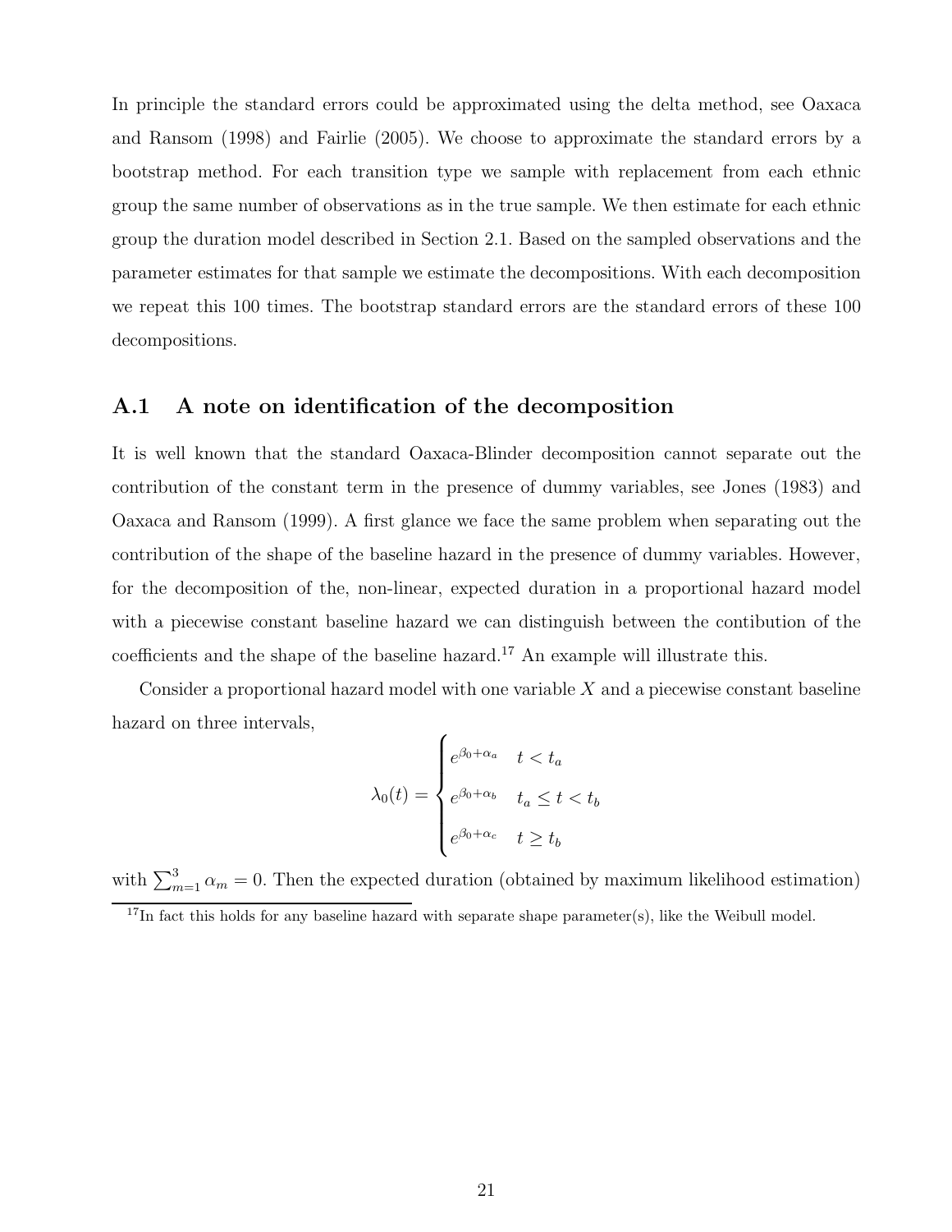In principle the standard errors could be approximated using the delta method, see Oaxaca and Ransom (1998) and Fairlie (2005). We choose to approximate the standard errors by a bootstrap method. For each transition type we sample with replacement from each ethnic group the same number of observations as in the true sample. We then estimate for each ethnic group the duration model described in Section 2.1. Based on the sampled observations and the parameter estimates for that sample we estimate the decompositions. With each decomposition we repeat this 100 times. The bootstrap standard errors are the standard errors of these 100 decompositions.

## A.1 A note on identification of the decomposition

It is well known that the standard Oaxaca-Blinder decomposition cannot separate out the contribution of the constant term in the presence of dummy variables, see Jones (1983) and Oaxaca and Ransom (1999). A first glance we face the same problem when separating out the contribution of the shape of the baseline hazard in the presence of dummy variables. However, for the decomposition of the, non-linear, expected duration in a proportional hazard model with a piecewise constant baseline hazard we can distinguish between the contibution of the coefficients and the shape of the baseline hazard.[17] An example will illustrate this.

Consider a proportional hazard model with one variable $X$ and a piecewise constant baseline hazard on three intervals,

$$\lambda_0(t) = \begin{cases} e^{\beta_0+\alpha_a} & t < t_a \\ e^{\beta_0+\alpha_b} & t_a \leq t < t_b \\ e^{\beta_0+\alpha_c} & t \geq t_b \end{cases}$$

with $\sum_{m=1}^{3} \alpha_m = 0$. Then the expected duration (obtained by maximum likelihood estimation)

[17]In fact this holds for any baseline hazard with separate shape parameter(s), like the Weibull model.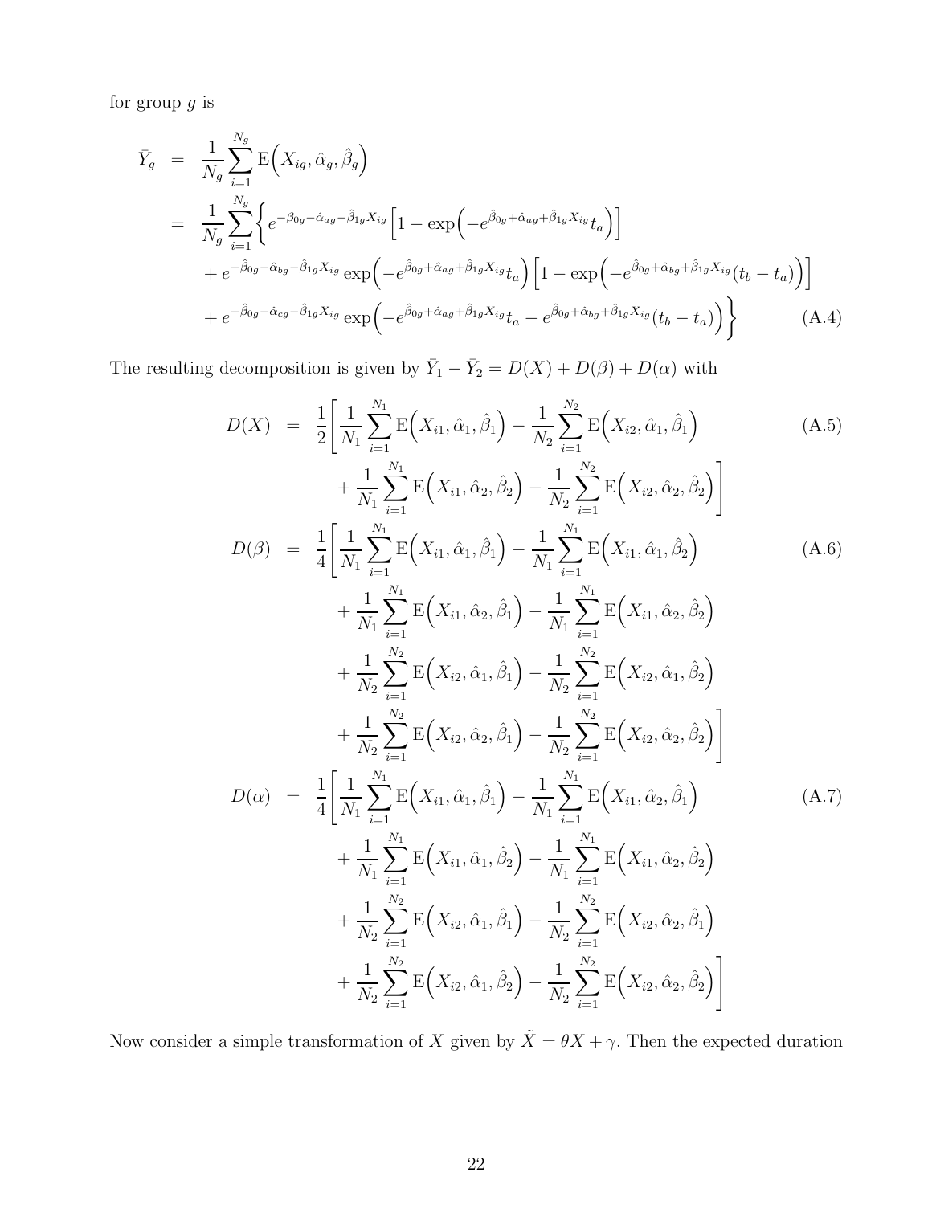for group $g$ is

$$
\begin{aligned}
\bar{Y}_g &= \frac{1}{N_g}\sum_{i=1}^{N_g} \mathrm{E}\Big(X_{ig}, \hat{\alpha}_g, \hat{\beta}_g\Big) \\
&= \frac{1}{N_g}\sum_{i=1}^{N_g} \bigg\{ e^{-\beta_{0g}-\hat{\alpha}_{ag}-\hat{\beta}_{1g}X_{ig}} \Big[1-\exp\Big(-e^{\hat{\beta}_{0g}+\hat{\alpha}_{ag}+\hat{\beta}_{1g}X_{ig}}t_a\Big)\Big] \\
&\quad + e^{-\hat{\beta}_{0g}-\hat{\alpha}_{bg}-\hat{\beta}_{1g}X_{ig}} \exp\Big(-e^{\hat{\beta}_{0g}+\hat{\alpha}_{ag}+\hat{\beta}_{1g}X_{ig}}t_a\Big)\Big[1-\exp\Big(-e^{\hat{\beta}_{0g}+\hat{\alpha}_{bg}+\hat{\beta}_{1g}X_{ig}}(t_b-t_a)\Big)\Big] \\
&\quad + e^{-\hat{\beta}_{0g}-\hat{\alpha}_{cg}-\hat{\beta}_{1g}X_{ig}} \exp\Big(-e^{\hat{\beta}_{0g}+\hat{\alpha}_{ag}+\hat{\beta}_{1g}X_{ig}}t_a - e^{\hat{\beta}_{0g}+\hat{\alpha}_{bg}+\hat{\beta}_{1g}X_{ig}}(t_b-t_a)\Big)\bigg\}
\end{aligned} \tag{A.4}
$$

The resulting decomposition is given by $\bar{Y}_1 - \bar{Y}_2 = D(X) + D(\beta) + D(\alpha)$ with

$$
\begin{aligned}
D(X) &= \frac{1}{2}\bigg[\frac{1}{N_1}\sum_{i=1}^{N_1}\mathrm{E}\Big(X_{i1},\hat{\alpha}_1,\hat{\beta}_1\Big) - \frac{1}{N_2}\sum_{i=1}^{N_2}\mathrm{E}\Big(X_{i2},\hat{\alpha}_1,\hat{\beta}_1\Big) \\
&\quad + \frac{1}{N_1}\sum_{i=1}^{N_1}\mathrm{E}\Big(X_{i1},\hat{\alpha}_2,\hat{\beta}_2\Big) - \frac{1}{N_2}\sum_{i=1}^{N_2}\mathrm{E}\Big(X_{i2},\hat{\alpha}_2,\hat{\beta}_2\Big)\bigg]
\end{aligned} \tag{A.5}
$$

$$
\begin{aligned}
D(\beta) &= \frac{1}{4}\bigg[\frac{1}{N_1}\sum_{i=1}^{N_1}\mathrm{E}\Big(X_{i1},\hat{\alpha}_1,\hat{\beta}_1\Big) - \frac{1}{N_1}\sum_{i=1}^{N_1}\mathrm{E}\Big(X_{i1},\hat{\alpha}_1,\hat{\beta}_2\Big) \\
&\quad + \frac{1}{N_1}\sum_{i=1}^{N_1}\mathrm{E}\Big(X_{i1},\hat{\alpha}_2,\hat{\beta}_1\Big) - \frac{1}{N_1}\sum_{i=1}^{N_1}\mathrm{E}\Big(X_{i1},\hat{\alpha}_2,\hat{\beta}_2\Big) \\
&\quad + \frac{1}{N_2}\sum_{i=1}^{N_2}\mathrm{E}\Big(X_{i2},\hat{\alpha}_1,\hat{\beta}_1\Big) - \frac{1}{N_2}\sum_{i=1}^{N_2}\mathrm{E}\Big(X_{i2},\hat{\alpha}_1,\hat{\beta}_2\Big) \\
&\quad + \frac{1}{N_2}\sum_{i=1}^{N_2}\mathrm{E}\Big(X_{i2},\hat{\alpha}_2,\hat{\beta}_1\Big) - \frac{1}{N_2}\sum_{i=1}^{N_2}\mathrm{E}\Big(X_{i2},\hat{\alpha}_2,\hat{\beta}_2\Big)\bigg]
\end{aligned} \tag{A.6}
$$

$$
\begin{aligned}
D(\alpha) &= \frac{1}{4}\bigg[\frac{1}{N_1}\sum_{i=1}^{N_1}\mathrm{E}\Big(X_{i1},\hat{\alpha}_1,\hat{\beta}_1\Big) - \frac{1}{N_1}\sum_{i=1}^{N_1}\mathrm{E}\Big(X_{i1},\hat{\alpha}_2,\hat{\beta}_1\Big) \\
&\quad + \frac{1}{N_1}\sum_{i=1}^{N_1}\mathrm{E}\Big(X_{i1},\hat{\alpha}_1,\hat{\beta}_2\Big) - \frac{1}{N_1}\sum_{i=1}^{N_1}\mathrm{E}\Big(X_{i1},\hat{\alpha}_2,\hat{\beta}_2\Big) \\
&\quad + \frac{1}{N_2}\sum_{i=1}^{N_2}\mathrm{E}\Big(X_{i2},\hat{\alpha}_1,\hat{\beta}_1\Big) - \frac{1}{N_2}\sum_{i=1}^{N_2}\mathrm{E}\Big(X_{i2},\hat{\alpha}_2,\hat{\beta}_1\Big) \\
&\quad + \frac{1}{N_2}\sum_{i=1}^{N_2}\mathrm{E}\Big(X_{i2},\hat{\alpha}_1,\hat{\beta}_2\Big) - \frac{1}{N_2}\sum_{i=1}^{N_2}\mathrm{E}\Big(X_{i2},\hat{\alpha}_2,\hat{\beta}_2\Big)\bigg]
\end{aligned} \tag{A.7}
$$

Now consider a simple transformation of $X$ given by $\tilde{X} = \theta X + \gamma$. Then the expected duration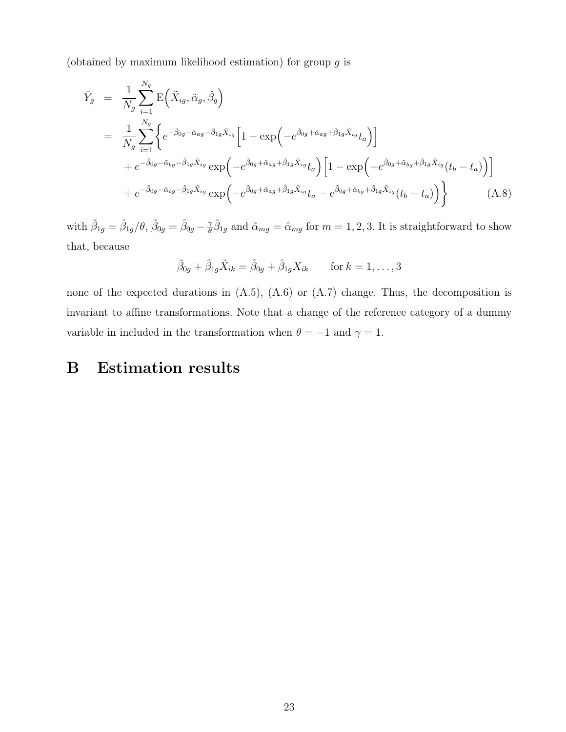(obtained by maximum likelihood estimation) for group $g$ is

$$
\begin{aligned}
\bar{Y}_g &= \frac{1}{N_g}\sum_{i=1}^{N_g} \mathrm{E}\Big(\tilde{X}_{ig}, \tilde{\alpha}_g, \tilde{\beta}_g\Big) \\
&= \frac{1}{N_g}\sum_{i=1}^{N_g} \Big\{ e^{-\tilde{\beta}_{0g}-\tilde{\alpha}_{ag}-\tilde{\beta}_{1g}\tilde{X}_{ig}} \Big[1-\exp\Big(-e^{\tilde{\beta}_{0g}+\tilde{\alpha}_{ag}+\tilde{\beta}_{1g}\tilde{X}_{ig}} t_a\Big)\Big] \\
&\quad + e^{-\tilde{\beta}_{0g}-\tilde{\alpha}_{bg}-\tilde{\beta}_{1g}\tilde{X}_{ig}} \exp\Big(-e^{\tilde{\beta}_{0g}+\tilde{\alpha}_{ag}+\tilde{\beta}_{1g}\tilde{X}_{ig}} t_a\Big)\Big[1-\exp\Big(-e^{\tilde{\beta}_{0g}+\tilde{\alpha}_{bg}+\tilde{\beta}_{1g}\tilde{X}_{ig}}(t_b-t_a)\Big)\Big] \\
&\quad + e^{-\tilde{\beta}_{0g}-\tilde{\alpha}_{cg}-\tilde{\beta}_{1g}\tilde{X}_{ig}} \exp\Big(-e^{\tilde{\beta}_{0g}+\tilde{\alpha}_{ag}+\tilde{\beta}_{1g}\tilde{X}_{ig}} t_a - e^{\tilde{\beta}_{0g}+\tilde{\alpha}_{bg}+\tilde{\beta}_{1g}\tilde{X}_{ig}}(t_b-t_a)\Big)\Big\} \qquad \text{(A.8)}
\end{aligned}
$$

with $\tilde{\beta}_{1g} = \hat{\beta}_{1g}/\theta$, $\tilde{\beta}_{0g} = \hat{\beta}_{0g} - \frac{\gamma}{\theta}\hat{\beta}_{1g}$ and $\tilde{\alpha}_{mg} = \hat{\alpha}_{mg}$ for $m = 1, 2, 3$. It is straightforward to show that, because

$$
\tilde{\beta}_{0g} + \tilde{\beta}_{1g}\tilde{X}_{ik} = \hat{\beta}_{0g} + \hat{\beta}_{1g}X_{ik} \qquad \text{for } k = 1, \ldots, 3
$$

none of the expected durations in (A.5), (A.6) or (A.7) change. Thus, the decomposition is invariant to affine transformations. Note that a change of the reference category of a dummy variable in included in the transformation when $\theta = -1$ and $\gamma = 1$.

# B Estimation results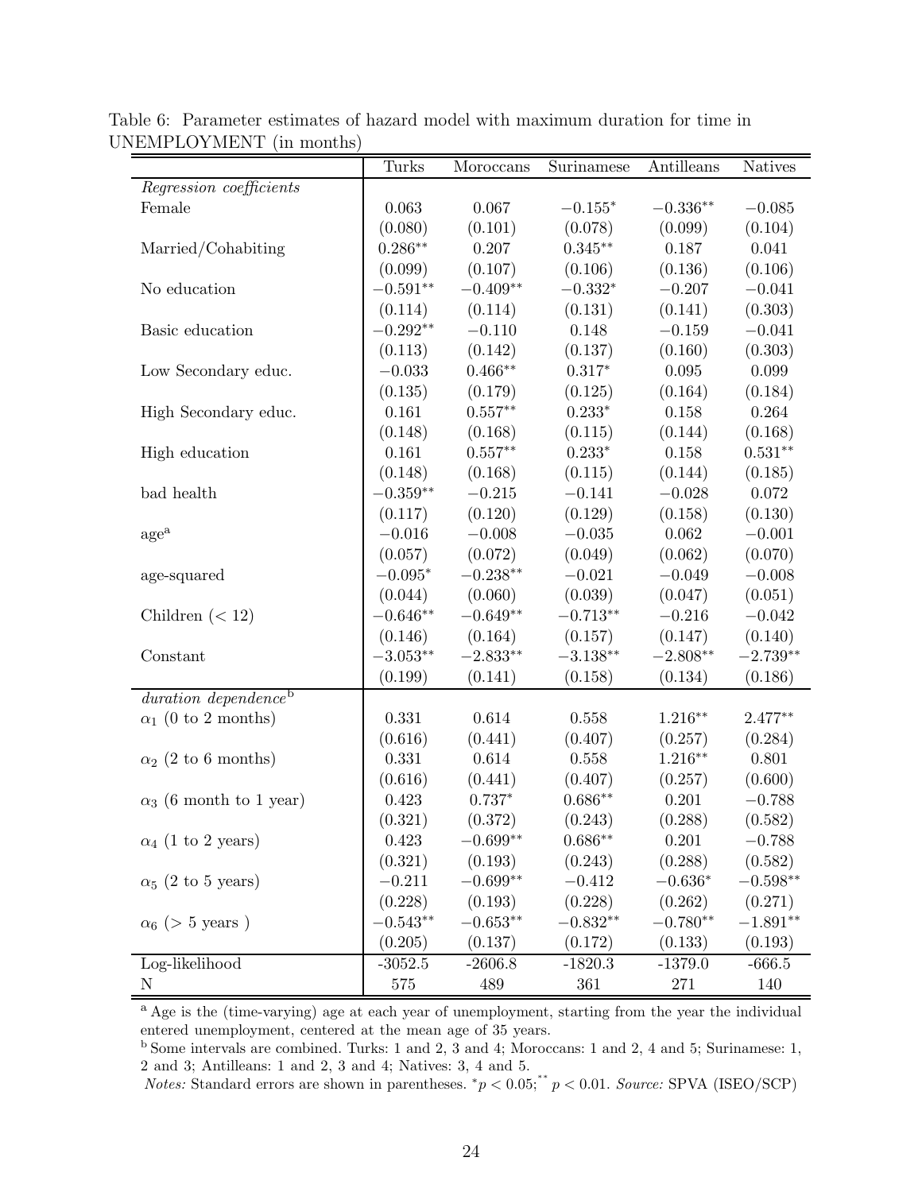Table 6: Parameter estimates of hazard model with maximum duration for time in UNEMPLOYMENT (in months)

| | Turks | Moroccans | Surinamese | Antilleans | Natives |
|---|---|---|---|---|---|
| *Regression coefficients* | | | | | |
| Female | 0.063 | 0.067 | $-0.155^{*}$ | $-0.336^{**}$ | $-0.085$ |
| | (0.080) | (0.101) | (0.078) | (0.099) | (0.104) |
| Married/Cohabiting | $0.286^{**}$ | 0.207 | $0.345^{**}$ | 0.187 | 0.041 |
| | (0.099) | (0.107) | (0.106) | (0.136) | (0.106) |
| No education | $-0.591^{**}$ | $-0.409^{**}$ | $-0.332^{*}$ | $-0.207$ | $-0.041$ |
| | (0.114) | (0.114) | (0.131) | (0.141) | (0.303) |
| Basic education | $-0.292^{**}$ | $-0.110$ | 0.148 | $-0.159$ | $-0.041$ |
| | (0.113) | (0.142) | (0.137) | (0.160) | (0.303) |
| Low Secondary educ. | $-0.033$ | $0.466^{**}$ | $0.317^{*}$ | 0.095 | 0.099 |
| | (0.135) | (0.179) | (0.125) | (0.164) | (0.184) |
| High Secondary educ. | 0.161 | $0.557^{**}$ | $0.233^{*}$ | 0.158 | 0.264 |
| | (0.148) | (0.168) | (0.115) | (0.144) | (0.168) |
| High education | 0.161 | $0.557^{**}$ | $0.233^{*}$ | 0.158 | $0.531^{**}$ |
| | (0.148) | (0.168) | (0.115) | (0.144) | (0.185) |
| bad health | $-0.359^{**}$ | $-0.215$ | $-0.141$ | $-0.028$ | 0.072 |
| | (0.117) | (0.120) | (0.129) | (0.158) | (0.130) |
| age[a] | $-0.016$ | $-0.008$ | $-0.035$ | 0.062 | $-0.001$ |
| | (0.057) | (0.072) | (0.049) | (0.062) | (0.070) |
| age-squared | $-0.095^{*}$ | $-0.238^{**}$ | $-0.021$ | $-0.049$ | $-0.008$ |
| | (0.044) | (0.060) | (0.039) | (0.047) | (0.051) |
| Children ($< 12$) | $-0.646^{**}$ | $-0.649^{**}$ | $-0.713^{**}$ | $-0.216$ | $-0.042$ |
| | (0.146) | (0.164) | (0.157) | (0.147) | (0.140) |
| Constant | $-3.053^{**}$ | $-2.833^{**}$ | $-3.138^{**}$ | $-2.808^{**}$ | $-2.739^{**}$ |
| | (0.199) | (0.141) | (0.158) | (0.134) | (0.186) |
| *duration dependence*[b] | | | | | |
| $\alpha_1$ (0 to 2 months) | 0.331 | 0.614 | 0.558 | $1.216^{**}$ | $2.477^{**}$ |
| | (0.616) | (0.441) | (0.407) | (0.257) | (0.284) |
| $\alpha_2$ (2 to 6 months) | 0.331 | 0.614 | 0.558 | $1.216^{**}$ | 0.801 |
| | (0.616) | (0.441) | (0.407) | (0.257) | (0.600) |
| $\alpha_3$ (6 month to 1 year) | 0.423 | $0.737^{*}$ | $0.686^{**}$ | 0.201 | $-0.788$ |
| | (0.321) | (0.372) | (0.243) | (0.288) | (0.582) |
| $\alpha_4$ (1 to 2 years) | 0.423 | $-0.699^{**}$ | $0.686^{**}$ | 0.201 | $-0.788$ |
| | (0.321) | (0.193) | (0.243) | (0.288) | (0.582) |
| $\alpha_5$ (2 to 5 years) | $-0.211$ | $-0.699^{**}$ | $-0.412$ | $-0.636^{*}$ | $-0.598^{**}$ |
| | (0.228) | (0.193) | (0.228) | (0.262) | (0.271) |
| $\alpha_6$ ($> 5$ years ) | $-0.543^{**}$ | $-0.653^{**}$ | $-0.832^{**}$ | $-0.780^{**}$ | $-1.891^{**}$ |
| | (0.205) | (0.137) | (0.172) | (0.133) | (0.193) |
| Log-likelihood | -3052.5 | -2606.8 | -1820.3 | -1379.0 | -666.5 |
| N | 575 | 489 | 361 | 271 | 140 |

[a] Age is the (time-varying) age at each year of unemployment, starting from the year the individual entered unemployment, centered at the mean age of 35 years.

[b] Some intervals are combined. Turks: 1 and 2, 3 and 4; Moroccans: 1 and 2, 4 and 5; Surinamese: 1, 2 and 3; Antilleans: 1 and 2, 3 and 4; Natives: 3, 4 and 5.

*Notes:* Standard errors are shown in parentheses. $^{*}p < 0.05$; $^{**}p < 0.01$. *Source:* SPVA (ISEO/SCP)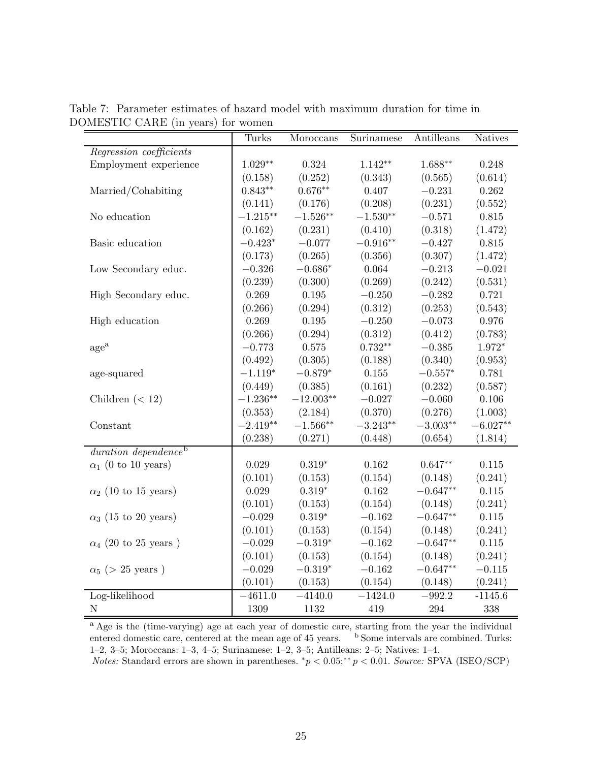Table 7: Parameter estimates of hazard model with maximum duration for time in DOMESTIC CARE (in years) for women

| | Turks | Moroccans | Surinamese | Antilleans | Natives |
|---|---|---|---|---|---|
| *Regression coefficients* | | | | | |
| Employment experience | $1.029^{**}$ | 0.324 | $1.142^{**}$ | $1.688^{**}$ | 0.248 |
| | (0.158) | (0.252) | (0.343) | (0.565) | (0.614) |
| Married/Cohabiting | $0.843^{**}$ | $0.676^{**}$ | 0.407 | $-0.231$ | 0.262 |
| | (0.141) | (0.176) | (0.208) | (0.231) | (0.552) |
| No education | $-1.215^{**}$ | $-1.526^{**}$ | $-1.530^{**}$ | $-0.571$ | 0.815 |
| | (0.162) | (0.231) | (0.410) | (0.318) | (1.472) |
| Basic education | $-0.423^{*}$ | $-0.077$ | $-0.916^{**}$ | $-0.427$ | 0.815 |
| | (0.173) | (0.265) | (0.356) | (0.307) | (1.472) |
| Low Secondary educ. | $-0.326$ | $-0.686^{*}$ | 0.064 | $-0.213$ | $-0.021$ |
| | (0.239) | (0.300) | (0.269) | (0.242) | (0.531) |
| High Secondary educ. | 0.269 | 0.195 | $-0.250$ | $-0.282$ | 0.721 |
| | (0.266) | (0.294) | (0.312) | (0.253) | (0.543) |
| High education | 0.269 | 0.195 | $-0.250$ | $-0.073$ | 0.976 |
| | (0.266) | (0.294) | (0.312) | (0.412) | (0.783) |
| age[a] | $-0.773$ | 0.575 | $0.732^{**}$ | $-0.385$ | $1.972^{*}$ |
| | (0.492) | (0.305) | (0.188) | (0.340) | (0.953) |
| age-squared | $-1.119^{*}$ | $-0.879^{*}$ | 0.155 | $-0.557^{*}$ | 0.781 |
| | (0.449) | (0.385) | (0.161) | (0.232) | (0.587) |
| Children ($< 12$) | $-1.236^{**}$ | $-12.003^{**}$ | $-0.027$ | $-0.060$ | 0.106 |
| | (0.353) | (2.184) | (0.370) | (0.276) | (1.003) |
| Constant | $-2.419^{**}$ | $-1.566^{**}$ | $-3.243^{**}$ | $-3.003^{**}$ | $-6.027^{**}$ |
| | (0.238) | (0.271) | (0.448) | (0.654) | (1.814) |
| *duration dependence*[b] | | | | | |
| $\alpha_1$ (0 to 10 years) | 0.029 | $0.319^{*}$ | 0.162 | $0.647^{**}$ | 0.115 |
| | (0.101) | (0.153) | (0.154) | (0.148) | (0.241) |
| $\alpha_2$ (10 to 15 years) | 0.029 | $0.319^{*}$ | 0.162 | $-0.647^{**}$ | 0.115 |
| | (0.101) | (0.153) | (0.154) | (0.148) | (0.241) |
| $\alpha_3$ (15 to 20 years) | $-0.029$ | $0.319^{*}$ | $-0.162$ | $-0.647^{**}$ | 0.115 |
| | (0.101) | (0.153) | (0.154) | (0.148) | (0.241) |
| $\alpha_4$ (20 to 25 years ) | $-0.029$ | $-0.319^{*}$ | $-0.162$ | $-0.647^{**}$ | 0.115 |
| | (0.101) | (0.153) | (0.154) | (0.148) | (0.241) |
| $\alpha_5$ ($>$ 25 years ) | $-0.029$ | $-0.319^{*}$ | $-0.162$ | $-0.647^{**}$ | $-0.115$ |
| | (0.101) | (0.153) | (0.154) | (0.148) | (0.241) |
| Log-likelihood | $-4611.0$ | $-4140.0$ | $-1424.0$ | $-992.2$ | -1145.6 |
| N | 1309 | 1132 | 419 | 294 | 338 |

[a] Age is the (time-varying) age at each year of domestic care, starting from the year the individual entered domestic care, centered at the mean age of 45 years. [b] Some intervals are combined. Turks: 1–2, 3–5; Moroccans: 1–3, 4–5; Surinamese: 1–2, 3–5; Antilleans: 2–5; Natives: 1–4.

*Notes:* Standard errors are shown in parentheses. $^{*}p < 0.05$; $^{**}p < 0.01$. *Source:* SPVA (ISEO/SCP)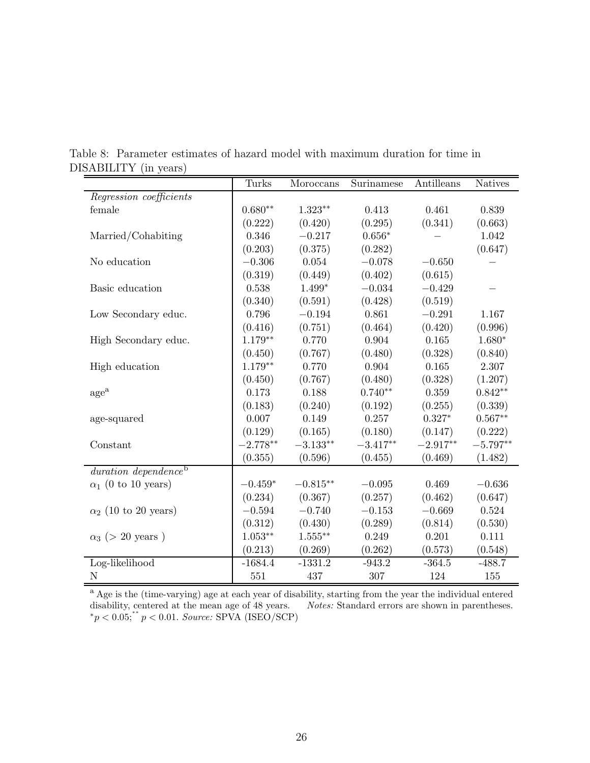Table 8: Parameter estimates of hazard model with maximum duration for time in DISABILITY (in years)

| | Turks | Moroccans | Surinamese | Antilleans | Natives |
|---|---|---|---|---|---|
| *Regression coefficients* | | | | | |
| female | $0.680^{**}$ | $1.323^{**}$ | 0.413 | 0.461 | 0.839 |
| | (0.222) | (0.420) | (0.295) | (0.341) | (0.663) |
| Married/Cohabiting | 0.346 | $-0.217$ | $0.656^{*}$ | – | 1.042 |
| | (0.203) | (0.375) | (0.282) | | (0.647) |
| No education | $-0.306$ | 0.054 | $-0.078$ | $-0.650$ | – |
| | (0.319) | (0.449) | (0.402) | (0.615) | |
| Basic education | 0.538 | $1.499^{*}$ | $-0.034$ | $-0.429$ | – |
| | (0.340) | (0.591) | (0.428) | (0.519) | |
| Low Secondary educ. | 0.796 | $-0.194$ | 0.861 | $-0.291$ | 1.167 |
| | (0.416) | (0.751) | (0.464) | (0.420) | (0.996) |
| High Secondary educ. | $1.179^{**}$ | 0.770 | 0.904 | 0.165 | $1.680^{*}$ |
| | (0.450) | (0.767) | (0.480) | (0.328) | (0.840) |
| High education | $1.179^{**}$ | 0.770 | 0.904 | 0.165 | 2.307 |
| | (0.450) | (0.767) | (0.480) | (0.328) | (1.207) |
| age[a] | 0.173 | 0.188 | $0.740^{**}$ | 0.359 | $0.842^{**}$ |
| | (0.183) | (0.240) | (0.192) | (0.255) | (0.339) |
| age-squared | 0.007 | 0.149 | 0.257 | $0.327^{*}$ | $0.567^{**}$ |
| | (0.129) | (0.165) | (0.180) | (0.147) | (0.222) |
| Constant | $-2.778^{**}$ | $-3.133^{**}$ | $-3.417^{**}$ | $-2.917^{**}$ | $-5.797^{**}$ |
| | (0.355) | (0.596) | (0.455) | (0.469) | (1.482) |
| *duration dependence*[b] | | | | | |
| $\alpha_1$ (0 to 10 years) | $-0.459^{*}$ | $-0.815^{**}$ | $-0.095$ | 0.469 | $-0.636$ |
| | (0.234) | (0.367) | (0.257) | (0.462) | (0.647) |
| $\alpha_2$ (10 to 20 years) | $-0.594$ | $-0.740$ | $-0.153$ | $-0.669$ | 0.524 |
| | (0.312) | (0.430) | (0.289) | (0.814) | (0.530) |
| $\alpha_3$ (> 20 years ) | $1.053^{**}$ | $1.555^{**}$ | 0.249 | 0.201 | 0.111 |
| | (0.213) | (0.269) | (0.262) | (0.573) | (0.548) |
| Log-likelihood | -1684.4 | -1331.2 | -943.2 | -364.5 | -488.7 |
| N | 551 | 437 | 307 | 124 | 155 |

[a] Age is the (time-varying) age at each year of disability, starting from the year the individual entered disability, centered at the mean age of 48 years. *Notes:* Standard errors are shown in parentheses. $^{*}p < 0.05$; $^{**}p < 0.01$. *Source:* SPVA (ISEO/SCP)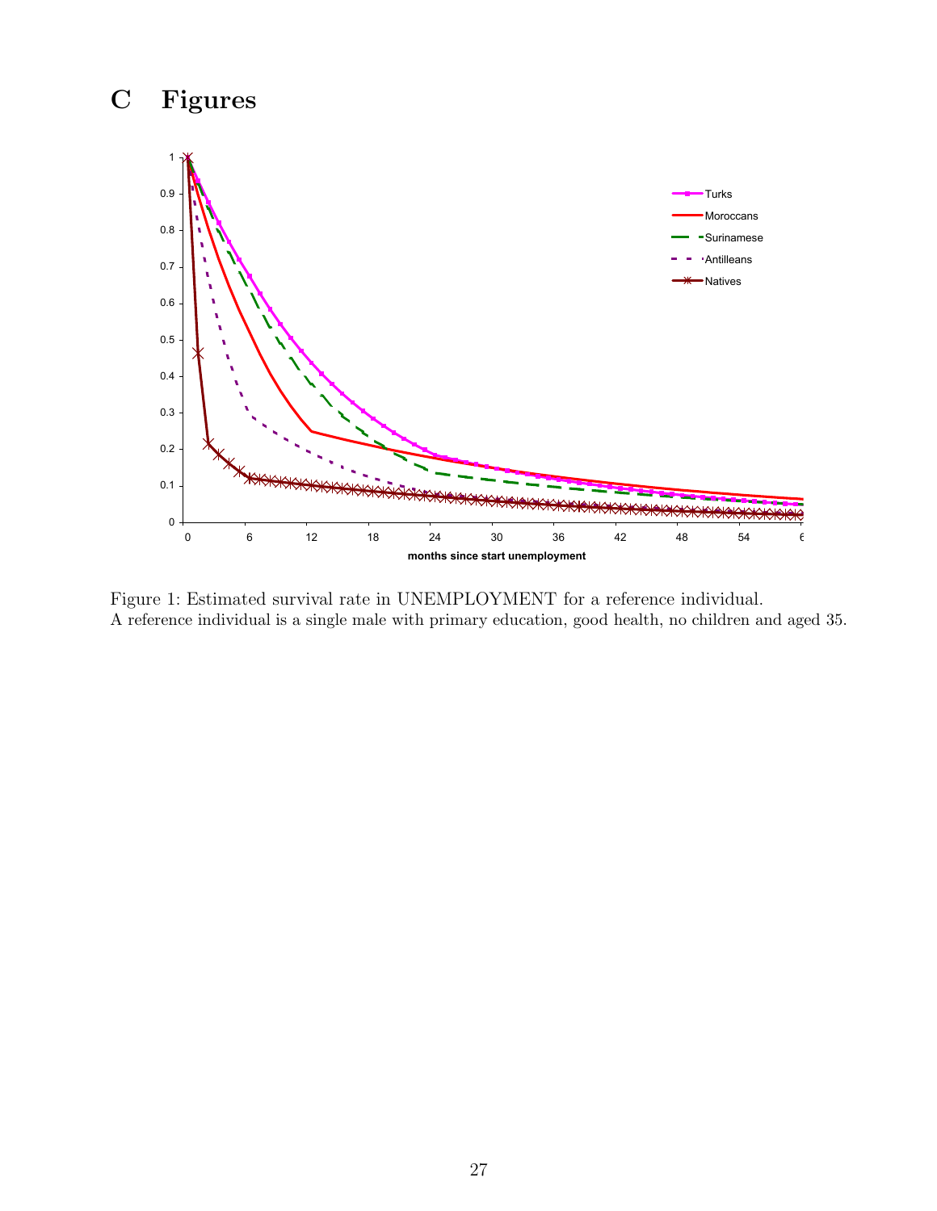# C Figures

Figure 1: Estimated survival rate in UNEMPLOYMENT for a reference individual.
A reference individual is a single male with primary education, good health, no children and aged 35.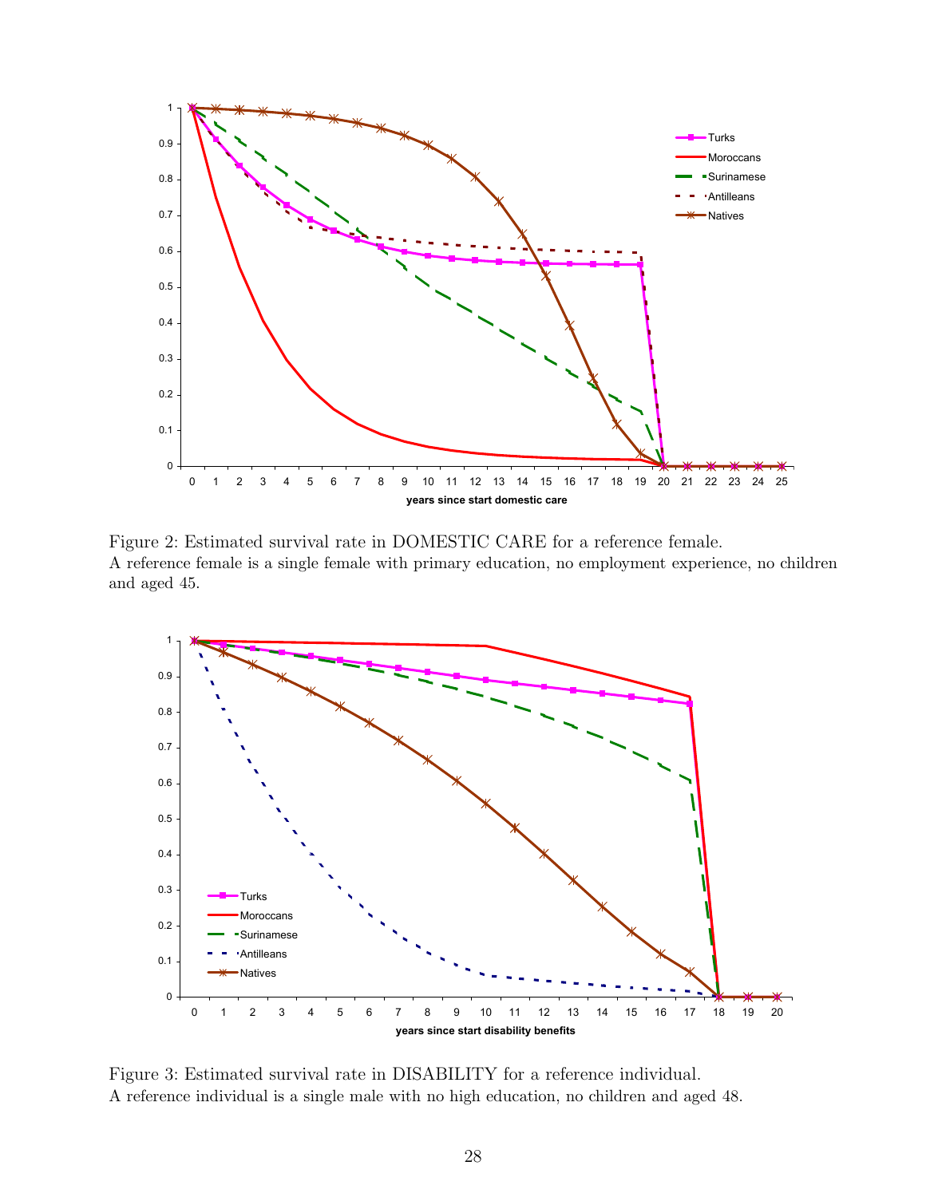1
0.9
0.8
0.7
0.6
0.5
0.4
0.3
0.2
0.1
0

0 1 2 3 4 5 6 7 8 9 10 11 12 13 14 15 16 17 18 19 20 21 22 23 24 25

years since start domestic care

Turks
Moroccans
Surinamese
Antilleans
Natives

Figure 2: Estimated survival rate in DOMESTIC CARE for a reference female.
A reference female is a single female with primary education, no employment experience, no children and aged 45.

1
0.9
0.8
0.7
0.6
0.5
0.4
0.3
0.2
0.1
0

0 1 2 3 4 5 6 7 8 9 10 11 12 13 14 15 16 17 18 19 20

years since start disability benefits

Turks
Moroccans
Surinamese
Antilleans
Natives

Figure 3: Estimated survival rate in DISABILITY for a reference individual.
A reference individual is a single male with no high education, no children and aged 48.